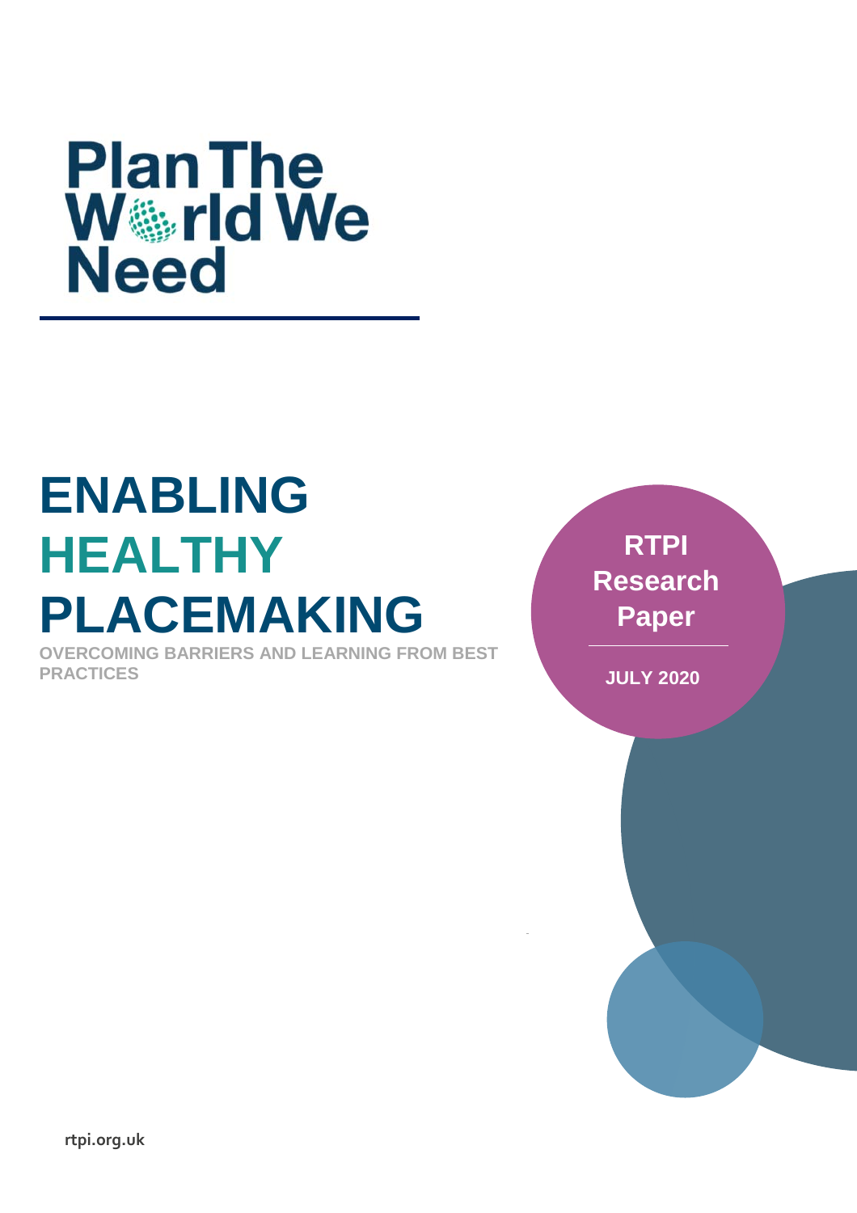Plan The World We Need

# ENABLING HEALTHY PLACEMAKING

OVERCOMING BARRIERS AND LEARNING FROM BEST PRACTICES

**RTPI Research Paper**

**JULY 2020**

rtpi.org.uk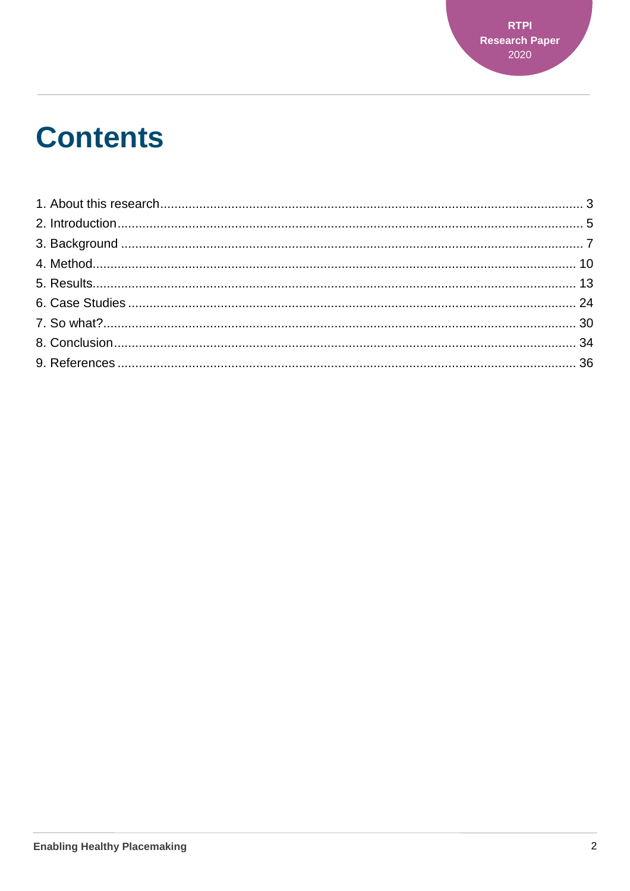# Contents

1. About this research ..................................................................... 3
2. Introduction ..................................................................... 5
3. Background ..................................................................... 7
4. Method ..................................................................... 10
5. Results ..................................................................... 13
6. Case Studies ..................................................................... 24
7. So what? ..................................................................... 30
8. Conclusion ..................................................................... 34
9. References ..................................................................... 36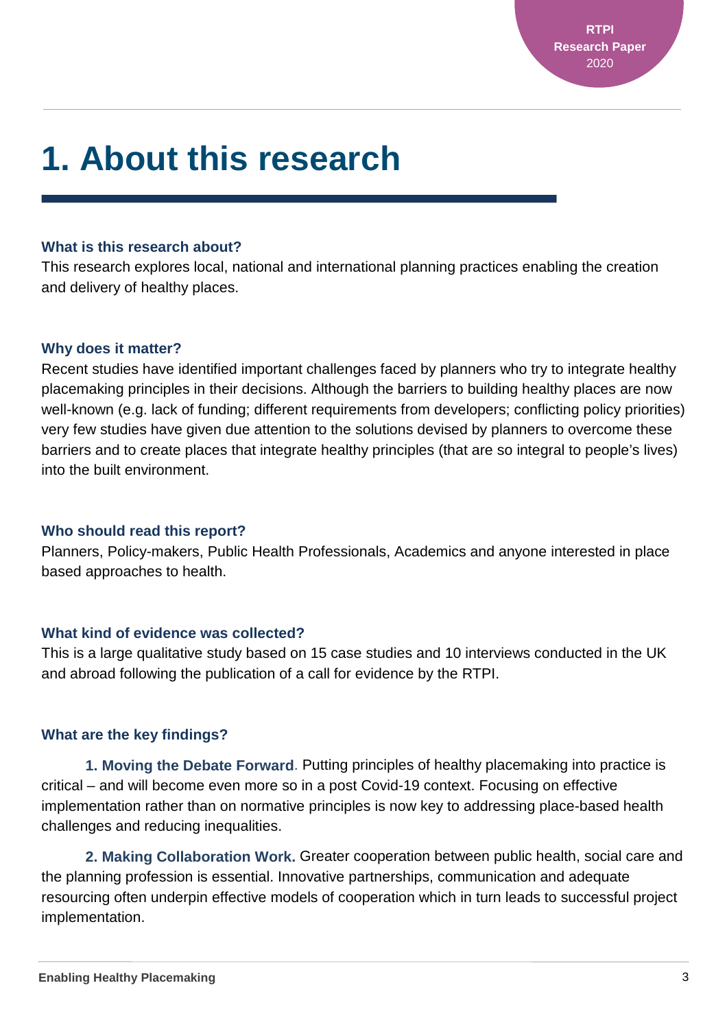# 1. About this research

### What is this research about?

This research explores local, national and international planning practices enabling the creation and delivery of healthy places.

### Why does it matter?

Recent studies have identified important challenges faced by planners who try to integrate healthy placemaking principles in their decisions. Although the barriers to building healthy places are now well-known (e.g. lack of funding; different requirements from developers; conflicting policy priorities) very few studies have given due attention to the solutions devised by planners to overcome these barriers and to create places that integrate healthy principles (that are so integral to people's lives) into the built environment.

### Who should read this report?

Planners, Policy-makers, Public Health Professionals, Academics and anyone interested in place based approaches to health.

### What kind of evidence was collected?

This is a large qualitative study based on 15 case studies and 10 interviews conducted in the UK and abroad following the publication of a call for evidence by the RTPI.

### What are the key findings?

**1. Moving the Debate Forward**. Putting principles of healthy placemaking into practice is critical – and will become even more so in a post Covid-19 context. Focusing on effective implementation rather than on normative principles is now key to addressing place-based health challenges and reducing inequalities.

**2. Making Collaboration Work.** Greater cooperation between public health, social care and the planning profession is essential. Innovative partnerships, communication and adequate resourcing often underpin effective models of cooperation which in turn leads to successful project implementation.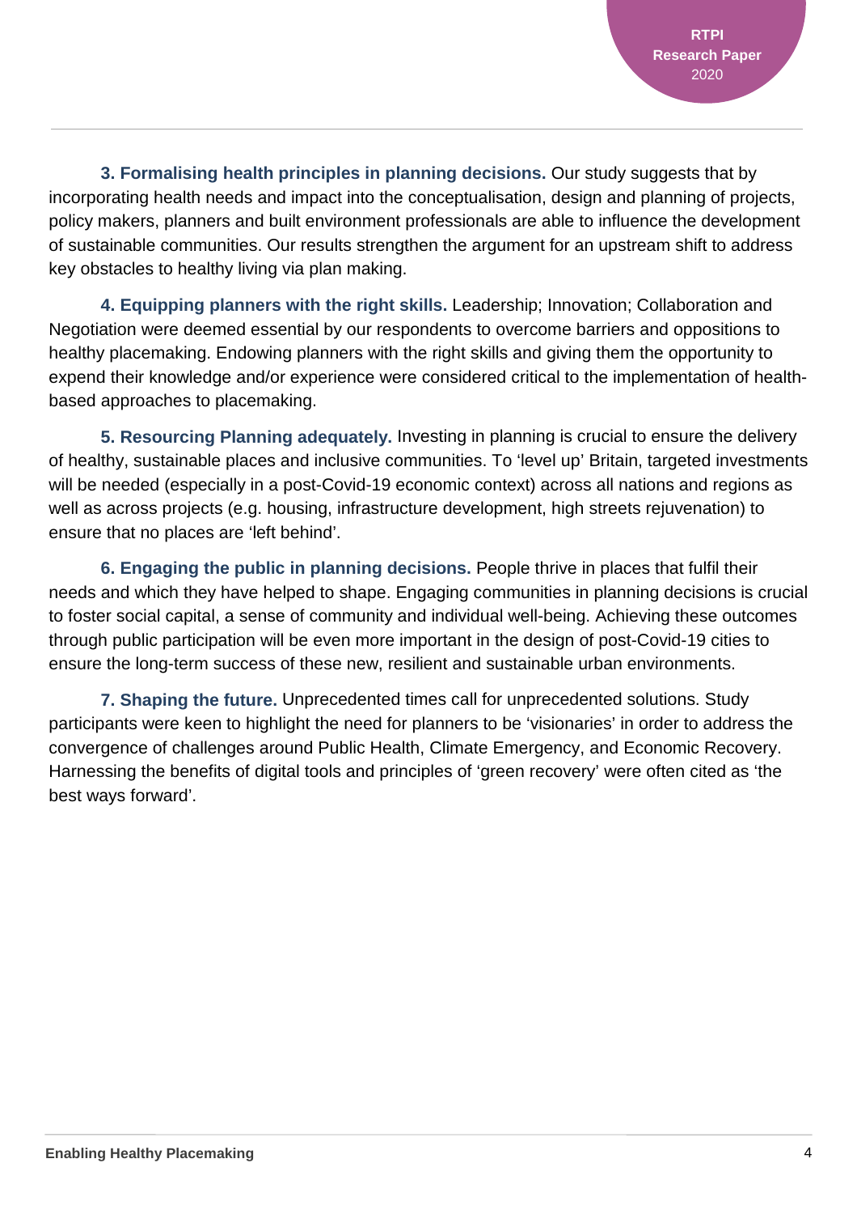**3. Formalising health principles in planning decisions.** Our study suggests that by incorporating health needs and impact into the conceptualisation, design and planning of projects, policy makers, planners and built environment professionals are able to influence the development of sustainable communities. Our results strengthen the argument for an upstream shift to address key obstacles to healthy living via plan making.

**4. Equipping planners with the right skills.** Leadership; Innovation; Collaboration and Negotiation were deemed essential by our respondents to overcome barriers and oppositions to healthy placemaking. Endowing planners with the right skills and giving them the opportunity to expend their knowledge and/or experience were considered critical to the implementation of health-based approaches to placemaking.

**5. Resourcing Planning adequately.** Investing in planning is crucial to ensure the delivery of healthy, sustainable places and inclusive communities. To 'level up' Britain, targeted investments will be needed (especially in a post-Covid-19 economic context) across all nations and regions as well as across projects (e.g. housing, infrastructure development, high streets rejuvenation) to ensure that no places are 'left behind'.

**6. Engaging the public in planning decisions.** People thrive in places that fulfil their needs and which they have helped to shape. Engaging communities in planning decisions is crucial to foster social capital, a sense of community and individual well-being. Achieving these outcomes through public participation will be even more important in the design of post-Covid-19 cities to ensure the long-term success of these new, resilient and sustainable urban environments.

**7. Shaping the future.** Unprecedented times call for unprecedented solutions. Study participants were keen to highlight the need for planners to be 'visionaries' in order to address the convergence of challenges around Public Health, Climate Emergency, and Economic Recovery. Harnessing the benefits of digital tools and principles of 'green recovery' were often cited as 'the best ways forward'.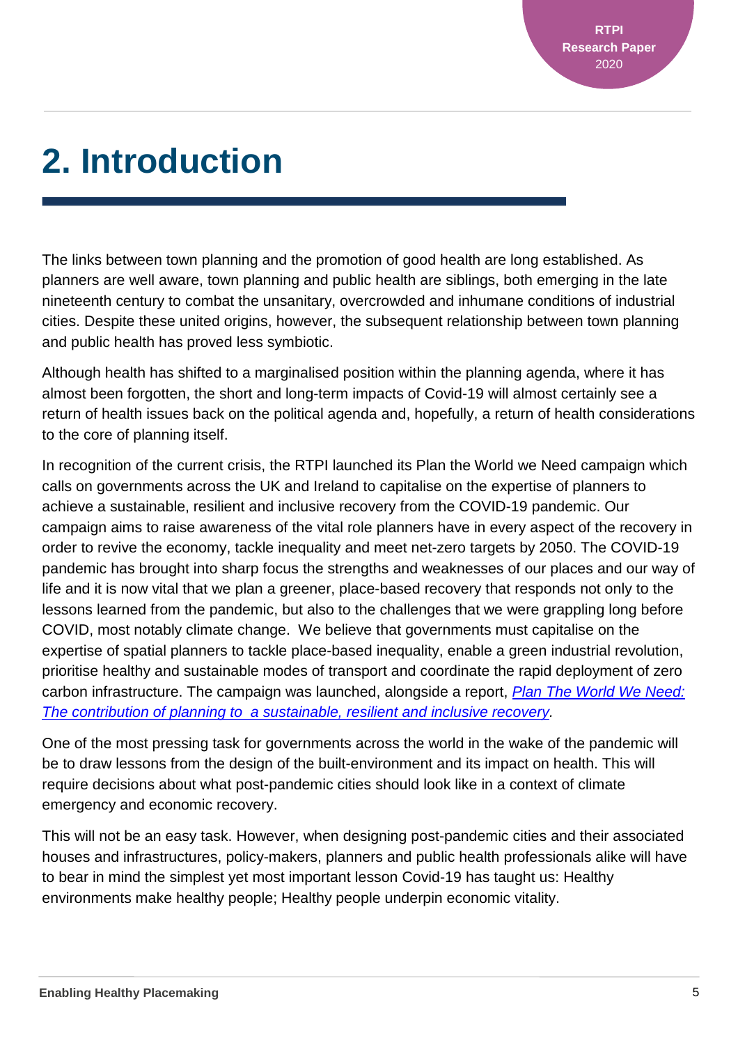# 2. Introduction

The links between town planning and the promotion of good health are long established. As planners are well aware, town planning and public health are siblings, both emerging in the late nineteenth century to combat the unsanitary, overcrowded and inhumane conditions of industrial cities. Despite these united origins, however, the subsequent relationship between town planning and public health has proved less symbiotic.

Although health has shifted to a marginalised position within the planning agenda, where it has almost been forgotten, the short and long-term impacts of Covid-19 will almost certainly see a return of health issues back on the political agenda and, hopefully, a return of health considerations to the core of planning itself.

In recognition of the current crisis, the RTPI launched its Plan the World we Need campaign which calls on governments across the UK and Ireland to capitalise on the expertise of planners to achieve a sustainable, resilient and inclusive recovery from the COVID-19 pandemic. Our campaign aims to raise awareness of the vital role planners have in every aspect of the recovery in order to revive the economy, tackle inequality and meet net-zero targets by 2050. The COVID-19 pandemic has brought into sharp focus the strengths and weaknesses of our places and our way of life and it is now vital that we plan a greener, place-based recovery that responds not only to the lessons learned from the pandemic, but also to the challenges that we were grappling long before COVID, most notably climate change. We believe that governments must capitalise on the expertise of spatial planners to tackle place-based inequality, enable a green industrial revolution, prioritise healthy and sustainable modes of transport and coordinate the rapid deployment of zero carbon infrastructure. The campaign was launched, alongside a report, *Plan The World We Need: The contribution of planning to a sustainable, resilient and inclusive recovery*.

One of the most pressing task for governments across the world in the wake of the pandemic will be to draw lessons from the design of the built-environment and its impact on health. This will require decisions about what post-pandemic cities should look like in a context of climate emergency and economic recovery.

This will not be an easy task. However, when designing post-pandemic cities and their associated houses and infrastructures, policy-makers, planners and public health professionals alike will have to bear in mind the simplest yet most important lesson Covid-19 has taught us: Healthy environments make healthy people; Healthy people underpin economic vitality.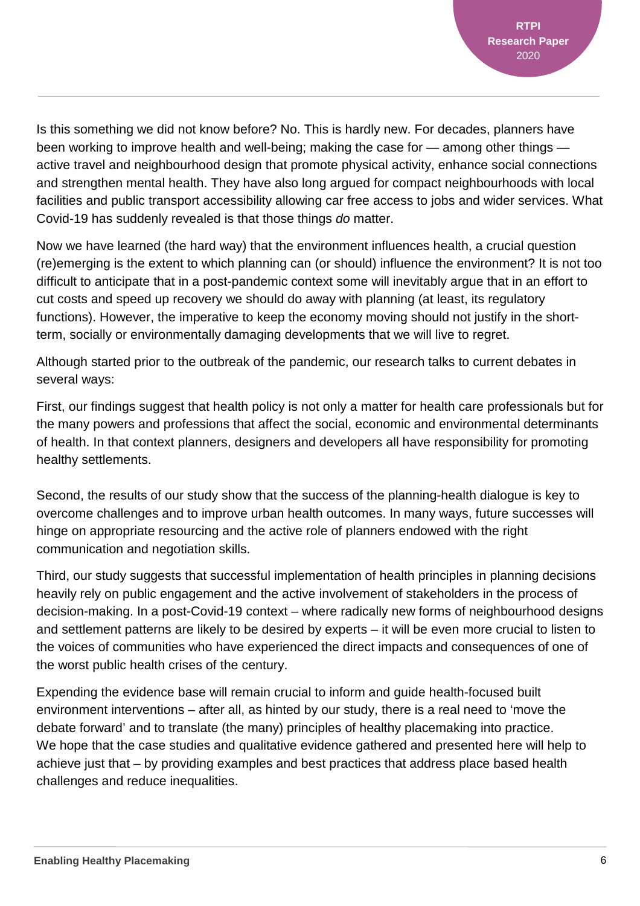Is this something we did not know before? No. This is hardly new. For decades, planners have been working to improve health and well-being; making the case for — among other things — active travel and neighbourhood design that promote physical activity, enhance social connections and strengthen mental health. They have also long argued for compact neighbourhoods with local facilities and public transport accessibility allowing car free access to jobs and wider services. What Covid-19 has suddenly revealed is that those things *do* matter.

Now we have learned (the hard way) that the environment influences health, a crucial question (re)emerging is the extent to which planning can (or should) influence the environment? It is not too difficult to anticipate that in a post-pandemic context some will inevitably argue that in an effort to cut costs and speed up recovery we should do away with planning (at least, its regulatory functions). However, the imperative to keep the economy moving should not justify in the short-term, socially or environmentally damaging developments that we will live to regret.

Although started prior to the outbreak of the pandemic, our research talks to current debates in several ways:

First, our findings suggest that health policy is not only a matter for health care professionals but for the many powers and professions that affect the social, economic and environmental determinants of health. In that context planners, designers and developers all have responsibility for promoting healthy settlements.

Second, the results of our study show that the success of the planning-health dialogue is key to overcome challenges and to improve urban health outcomes. In many ways, future successes will hinge on appropriate resourcing and the active role of planners endowed with the right communication and negotiation skills.

Third, our study suggests that successful implementation of health principles in planning decisions heavily rely on public engagement and the active involvement of stakeholders in the process of decision-making. In a post-Covid-19 context – where radically new forms of neighbourhood designs and settlement patterns are likely to be desired by experts – it will be even more crucial to listen to the voices of communities who have experienced the direct impacts and consequences of one of the worst public health crises of the century.

Expending the evidence base will remain crucial to inform and guide health-focused built environment interventions – after all, as hinted by our study, there is a real need to 'move the debate forward' and to translate (the many) principles of healthy placemaking into practice. We hope that the case studies and qualitative evidence gathered and presented here will help to achieve just that – by providing examples and best practices that address place based health challenges and reduce inequalities.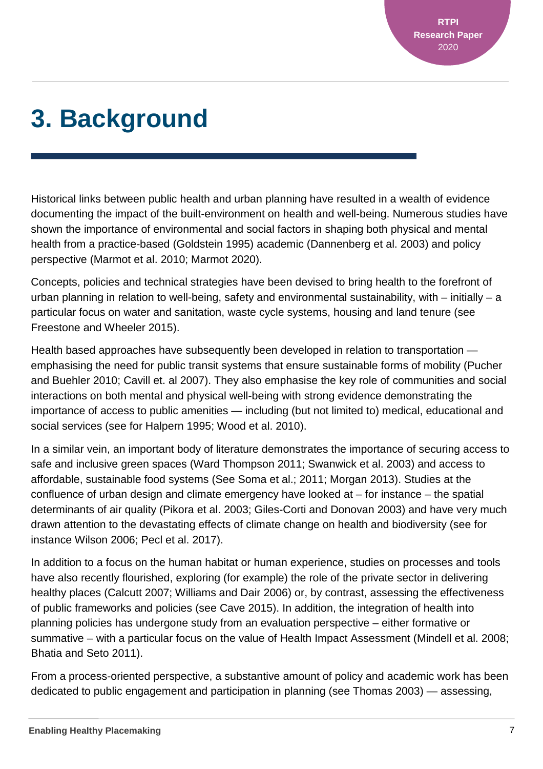# 3. Background

Historical links between public health and urban planning have resulted in a wealth of evidence documenting the impact of the built-environment on health and well-being. Numerous studies have shown the importance of environmental and social factors in shaping both physical and mental health from a practice-based (Goldstein 1995) academic (Dannenberg et al. 2003) and policy perspective (Marmot et al. 2010; Marmot 2020).

Concepts, policies and technical strategies have been devised to bring health to the forefront of urban planning in relation to well-being, safety and environmental sustainability, with – initially – a particular focus on water and sanitation, waste cycle systems, housing and land tenure (see Freestone and Wheeler 2015).

Health based approaches have subsequently been developed in relation to transportation — emphasising the need for public transit systems that ensure sustainable forms of mobility (Pucher and Buehler 2010; Cavill et. al 2007). They also emphasise the key role of communities and social interactions on both mental and physical well-being with strong evidence demonstrating the importance of access to public amenities — including (but not limited to) medical, educational and social services (see for Halpern 1995; Wood et al. 2010).

In a similar vein, an important body of literature demonstrates the importance of securing access to safe and inclusive green spaces (Ward Thompson 2011; Swanwick et al. 2003) and access to affordable, sustainable food systems (See Soma et al.; 2011; Morgan 2013). Studies at the confluence of urban design and climate emergency have looked at – for instance – the spatial determinants of air quality (Pikora et al. 2003; Giles-Corti and Donovan 2003) and have very much drawn attention to the devastating effects of climate change on health and biodiversity (see for instance Wilson 2006; Pecl et al. 2017).

In addition to a focus on the human habitat or human experience, studies on processes and tools have also recently flourished, exploring (for example) the role of the private sector in delivering healthy places (Calcutt 2007; Williams and Dair 2006) or, by contrast, assessing the effectiveness of public frameworks and policies (see Cave 2015). In addition, the integration of health into planning policies has undergone study from an evaluation perspective – either formative or summative – with a particular focus on the value of Health Impact Assessment (Mindell et al. 2008; Bhatia and Seto 2011).

From a process-oriented perspective, a substantive amount of policy and academic work has been dedicated to public engagement and participation in planning (see Thomas 2003) — assessing,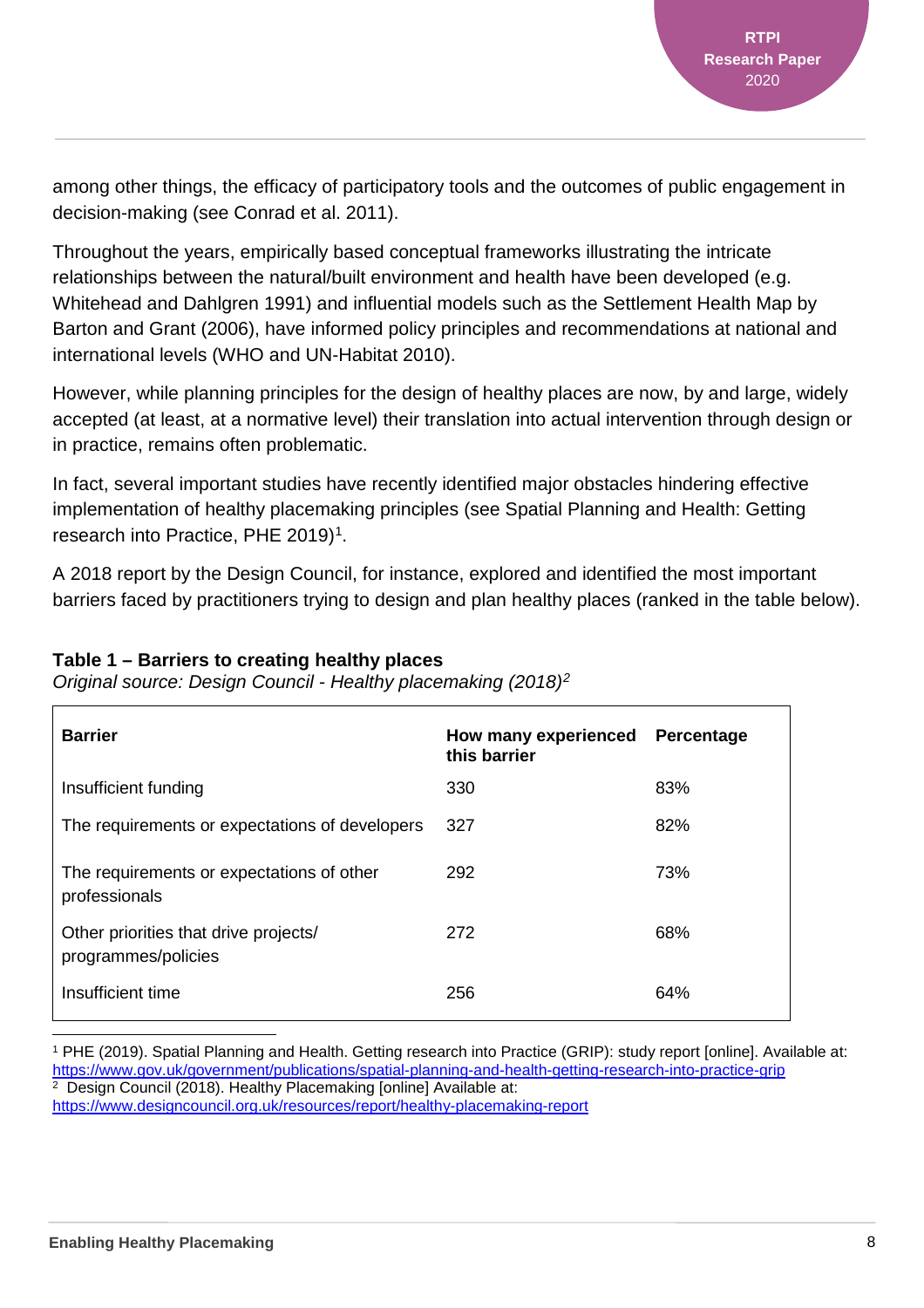among other things, the efficacy of participatory tools and the outcomes of public engagement in decision-making (see Conrad et al. 2011).

Throughout the years, empirically based conceptual frameworks illustrating the intricate relationships between the natural/built environment and health have been developed (e.g. Whitehead and Dahlgren 1991) and influential models such as the Settlement Health Map by Barton and Grant (2006), have informed policy principles and recommendations at national and international levels (WHO and UN-Habitat 2010).

However, while planning principles for the design of healthy places are now, by and large, widely accepted (at least, at a normative level) their translation into actual intervention through design or in practice, remains often problematic.

In fact, several important studies have recently identified major obstacles hindering effective implementation of healthy placemaking principles (see Spatial Planning and Health: Getting research into Practice, PHE 2019)[1].

A 2018 report by the Design Council, for instance, explored and identified the most important barriers faced by practitioners trying to design and plan healthy places (ranked in the table below).

**Table 1 – Barriers to creating healthy places**
*Original source: Design Council - Healthy placemaking (2018)[2]*

| Barrier | How many experienced this barrier | Percentage |
|---|---|---|
| Insufficient funding | 330 | 83% |
| The requirements or expectations of developers | 327 | 82% |
| The requirements or expectations of other professionals | 292 | 73% |
| Other priorities that drive projects/ programmes/policies | 272 | 68% |
| Insufficient time | 256 | 64% |

[1] PHE (2019). Spatial Planning and Health. Getting research into Practice (GRIP): study report [online]. Available at: https://www.gov.uk/government/publications/spatial-planning-and-health-getting-research-into-practice-grip

[2] Design Council (2018). Healthy Placemaking [online] Available at: https://www.designcouncil.org.uk/resources/report/healthy-placemaking-report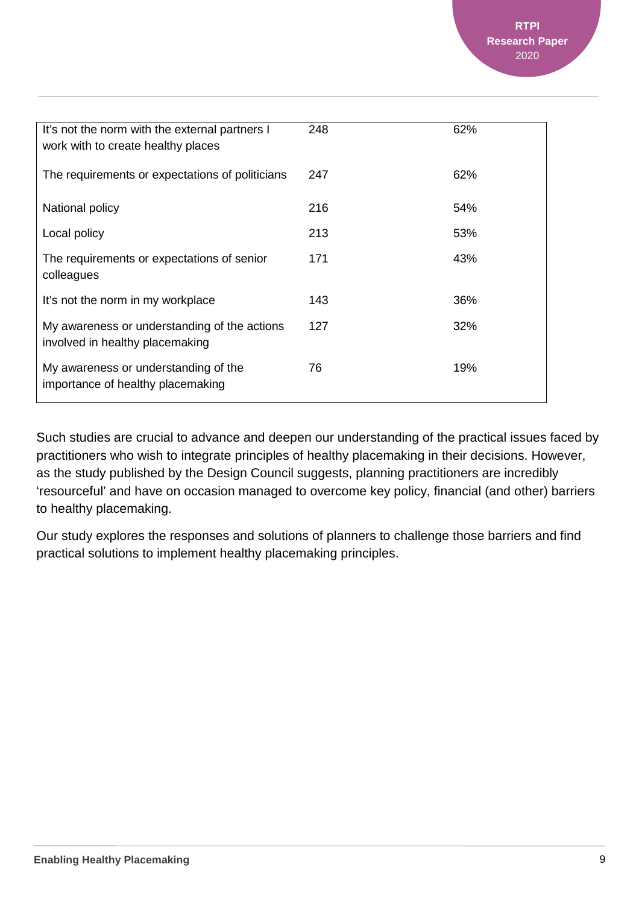| | | |
|---|---|---|
| It's not the norm with the external partners I work with to create healthy places | 248 | 62% |
| The requirements or expectations of politicians | 247 | 62% |
| National policy | 216 | 54% |
| Local policy | 213 | 53% |
| The requirements or expectations of senior colleagues | 171 | 43% |
| It's not the norm in my workplace | 143 | 36% |
| My awareness or understanding of the actions involved in healthy placemaking | 127 | 32% |
| My awareness or understanding of the importance of healthy placemaking | 76 | 19% |

Such studies are crucial to advance and deepen our understanding of the practical issues faced by practitioners who wish to integrate principles of healthy placemaking in their decisions. However, as the study published by the Design Council suggests, planning practitioners are incredibly 'resourceful' and have on occasion managed to overcome key policy, financial (and other) barriers to healthy placemaking.

Our study explores the responses and solutions of planners to challenge those barriers and find practical solutions to implement healthy placemaking principles.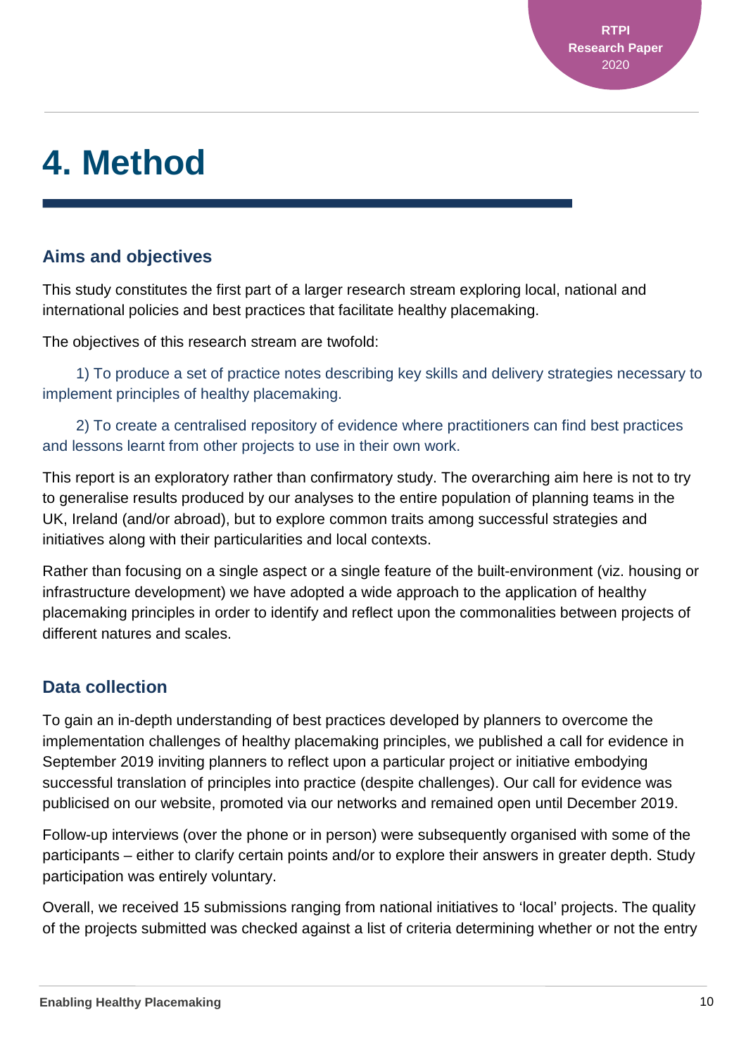# 4. Method

## Aims and objectives

This study constitutes the first part of a larger research stream exploring local, national and international policies and best practices that facilitate healthy placemaking.

The objectives of this research stream are twofold:

1) To produce a set of practice notes describing key skills and delivery strategies necessary to implement principles of healthy placemaking.

2) To create a centralised repository of evidence where practitioners can find best practices and lessons learnt from other projects to use in their own work.

This report is an exploratory rather than confirmatory study. The overarching aim here is not to try to generalise results produced by our analyses to the entire population of planning teams in the UK, Ireland (and/or abroad), but to explore common traits among successful strategies and initiatives along with their particularities and local contexts.

Rather than focusing on a single aspect or a single feature of the built-environment (viz. housing or infrastructure development) we have adopted a wide approach to the application of healthy placemaking principles in order to identify and reflect upon the commonalities between projects of different natures and scales.

## Data collection

To gain an in-depth understanding of best practices developed by planners to overcome the implementation challenges of healthy placemaking principles, we published a call for evidence in September 2019 inviting planners to reflect upon a particular project or initiative embodying successful translation of principles into practice (despite challenges). Our call for evidence was publicised on our website, promoted via our networks and remained open until December 2019.

Follow-up interviews (over the phone or in person) were subsequently organised with some of the participants – either to clarify certain points and/or to explore their answers in greater depth. Study participation was entirely voluntary.

Overall, we received 15 submissions ranging from national initiatives to 'local' projects. The quality of the projects submitted was checked against a list of criteria determining whether or not the entry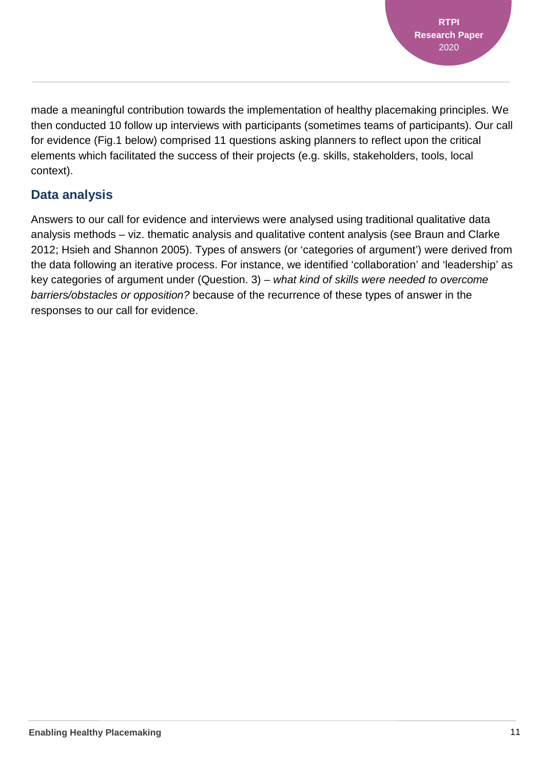made a meaningful contribution towards the implementation of healthy placemaking principles. We then conducted 10 follow up interviews with participants (sometimes teams of participants). Our call for evidence (Fig.1 below) comprised 11 questions asking planners to reflect upon the critical elements which facilitated the success of their projects (e.g. skills, stakeholders, tools, local context).

## Data analysis

Answers to our call for evidence and interviews were analysed using traditional qualitative data analysis methods – viz. thematic analysis and qualitative content analysis (see Braun and Clarke 2012; Hsieh and Shannon 2005). Types of answers (or 'categories of argument') were derived from the data following an iterative process. For instance, we identified 'collaboration' and 'leadership' as key categories of argument under (Question. 3) – *what kind of skills were needed to overcome barriers/obstacles or opposition?* because of the recurrence of these types of answer in the responses to our call for evidence.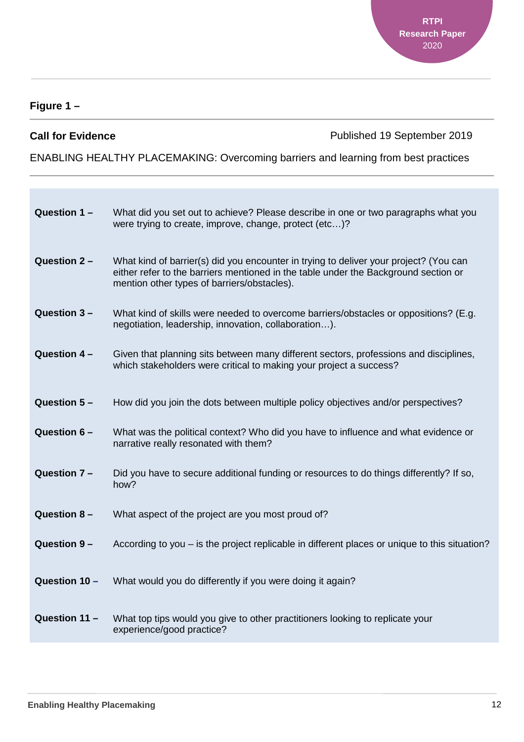**Figure 1 –**

**Call for Evidence** Published 19 September 2019

ENABLING HEALTHY PLACEMAKING: Overcoming barriers and learning from best practices

| | |
|---|---|
| **Question 1 –** | What did you set out to achieve? Please describe in one or two paragraphs what you were trying to create, improve, change, protect (etc…)? |
| **Question 2 –** | What kind of barrier(s) did you encounter in trying to deliver your project? (You can either refer to the barriers mentioned in the table under the Background section or mention other types of barriers/obstacles). |
| **Question 3 –** | What kind of skills were needed to overcome barriers/obstacles or oppositions? (E.g. negotiation, leadership, innovation, collaboration…). |
| **Question 4 –** | Given that planning sits between many different sectors, professions and disciplines, which stakeholders were critical to making your project a success? |
| **Question 5 –** | How did you join the dots between multiple policy objectives and/or perspectives? |
| **Question 6 –** | What was the political context? Who did you have to influence and what evidence or narrative really resonated with them? |
| **Question 7 –** | Did you have to secure additional funding or resources to do things differently? If so, how? |
| **Question 8 –** | What aspect of the project are you most proud of? |
| **Question 9 –** | According to you – is the project replicable in different places or unique to this situation? |
| **Question 10 –** | What would you do differently if you were doing it again? |
| **Question 11 –** | What top tips would you give to other practitioners looking to replicate your experience/good practice? |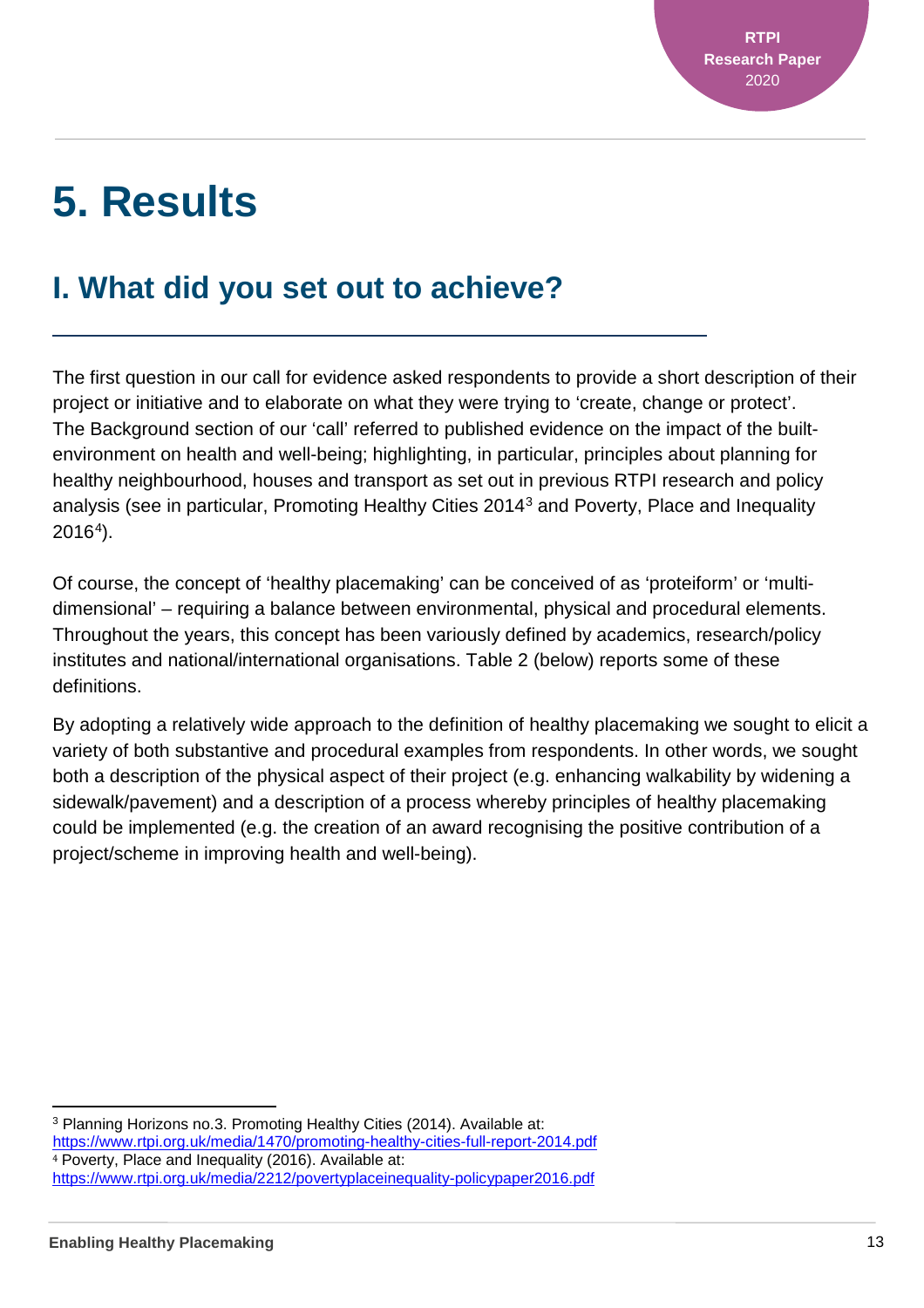# 5. Results

## I. What did you set out to achieve?

The first question in our call for evidence asked respondents to provide a short description of their project or initiative and to elaborate on what they were trying to 'create, change or protect'. The Background section of our 'call' referred to published evidence on the impact of the built-environment on health and well-being; highlighting, in particular, principles about planning for healthy neighbourhood, houses and transport as set out in previous RTPI research and policy analysis (see in particular, Promoting Healthy Cities 2014[3] and Poverty, Place and Inequality 2016[4]).

Of course, the concept of 'healthy placemaking' can be conceived of as 'proteiform' or 'multi-dimensional' – requiring a balance between environmental, physical and procedural elements. Throughout the years, this concept has been variously defined by academics, research/policy institutes and national/international organisations. Table 2 (below) reports some of these definitions.

By adopting a relatively wide approach to the definition of healthy placemaking we sought to elicit a variety of both substantive and procedural examples from respondents. In other words, we sought both a description of the physical aspect of their project (e.g. enhancing walkability by widening a sidewalk/pavement) and a description of a process whereby principles of healthy placemaking could be implemented (e.g. the creation of an award recognising the positive contribution of a project/scheme in improving health and well-being).

[3] Planning Horizons no.3. Promoting Healthy Cities (2014). Available at: https://www.rtpi.org.uk/media/1470/promoting-healthy-cities-full-report-2014.pdf

[4] Poverty, Place and Inequality (2016). Available at: https://www.rtpi.org.uk/media/2212/povertyplaceinequality-policypaper2016.pdf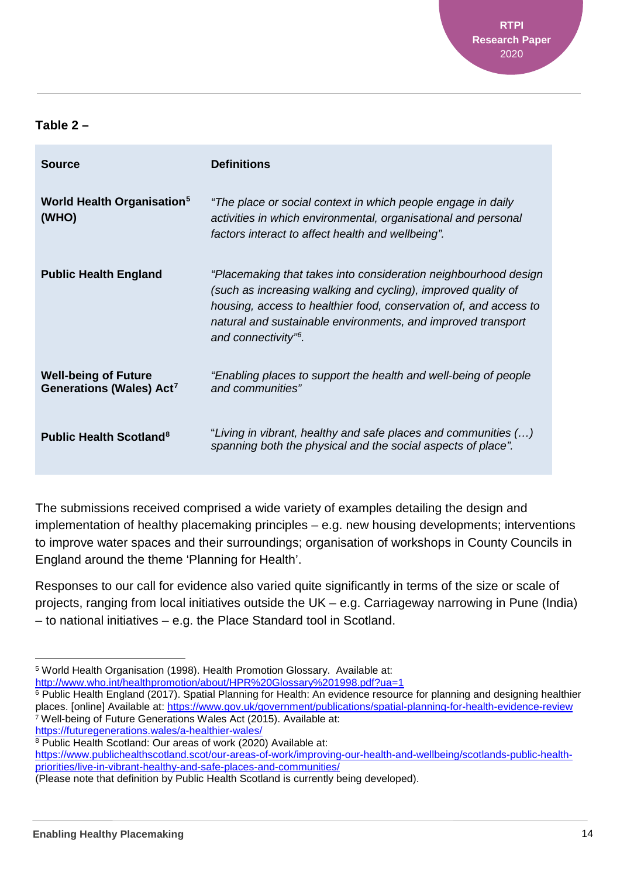**Table 2 –**

| Source | Definitions |
|---|---|
| **World Health Organisation[5] (WHO)** | *"The place or social context in which people engage in daily activities in which environmental, organisational and personal factors interact to affect health and wellbeing".* |
| **Public Health England** | *"Placemaking that takes into consideration neighbourhood design (such as increasing walking and cycling), improved quality of housing, access to healthier food, conservation of, and access to natural and sustainable environments, and improved transport and connectivity"[6].* |
| **Well-being of Future Generations (Wales) Act[7]** | *"Enabling places to support the health and well-being of people and communities"* |
| **Public Health Scotland[8]** | "*Living in vibrant, healthy and safe places and communities (…) spanning both the physical and the social aspects of place".* |

The submissions received comprised a wide variety of examples detailing the design and implementation of healthy placemaking principles – e.g. new housing developments; interventions to improve water spaces and their surroundings; organisation of workshops in County Councils in England around the theme 'Planning for Health'.

Responses to our call for evidence also varied quite significantly in terms of the size or scale of projects, ranging from local initiatives outside the UK – e.g. Carriageway narrowing in Pune (India) – to national initiatives – e.g. the Place Standard tool in Scotland.

---

[5] World Health Organisation (1998). Health Promotion Glossary. Available at: http://www.who.int/healthpromotion/about/HPR%20Glossary%201998.pdf?ua=1

[6] Public Health England (2017). Spatial Planning for Health: An evidence resource for planning and designing healthier places. [online] Available at: https://www.gov.uk/government/publications/spatial-planning-for-health-evidence-review

[7] Well-being of Future Generations Wales Act (2015). Available at: https://futuregenerations.wales/a-healthier-wales/

[8] Public Health Scotland: Our areas of work (2020) Available at: https://www.publichealthscotland.scot/our-areas-of-work/improving-our-health-and-wellbeing/scotlands-public-health-priorities/live-in-vibrant-healthy-and-safe-places-and-communities/
(Please note that definition by Public Health Scotland is currently being developed).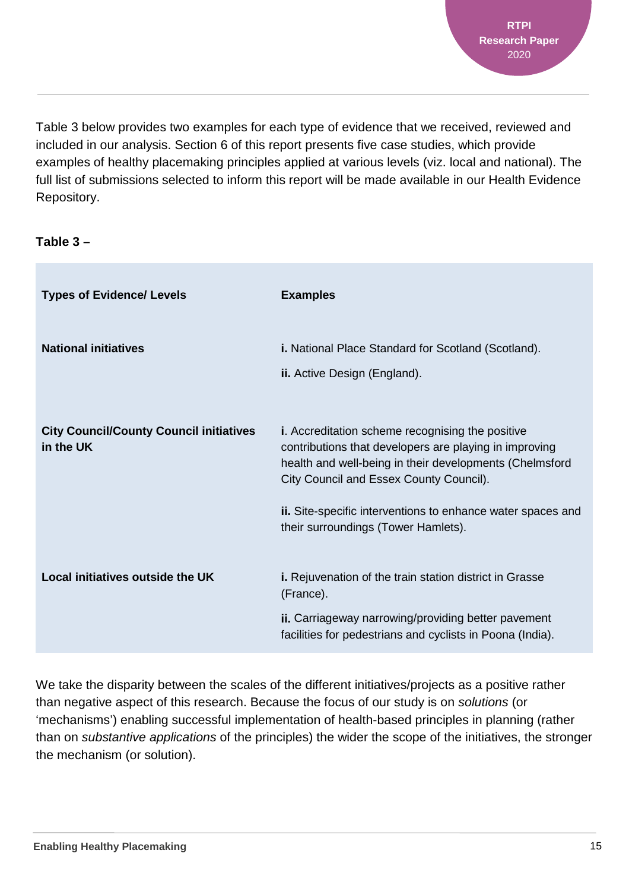Table 3 below provides two examples for each type of evidence that we received, reviewed and included in our analysis. Section 6 of this report presents five case studies, which provide examples of healthy placemaking principles applied at various levels (viz. local and national). The full list of submissions selected to inform this report will be made available in our Health Evidence Repository.

**Table 3 –**

| **Types of Evidence/ Levels** | **Examples** |
|---|---|
| **National initiatives** | **i.** National Place Standard for Scotland (Scotland).<br>**ii.** Active Design (England). |
| **City Council/County Council initiatives in the UK** | **i**. Accreditation scheme recognising the positive contributions that developers are playing in improving health and well-being in their developments (Chelmsford City Council and Essex County Council).<br>**ii.** Site-specific interventions to enhance water spaces and their surroundings (Tower Hamlets). |
| **Local initiatives outside the UK** | **i.** Rejuvenation of the train station district in Grasse (France).<br>**ii.** Carriageway narrowing/providing better pavement facilities for pedestrians and cyclists in Poona (India). |

We take the disparity between the scales of the different initiatives/projects as a positive rather than negative aspect of this research. Because the focus of our study is on *solutions* (or 'mechanisms') enabling successful implementation of health-based principles in planning (rather than on *substantive applications* of the principles) the wider the scope of the initiatives, the stronger the mechanism (or solution).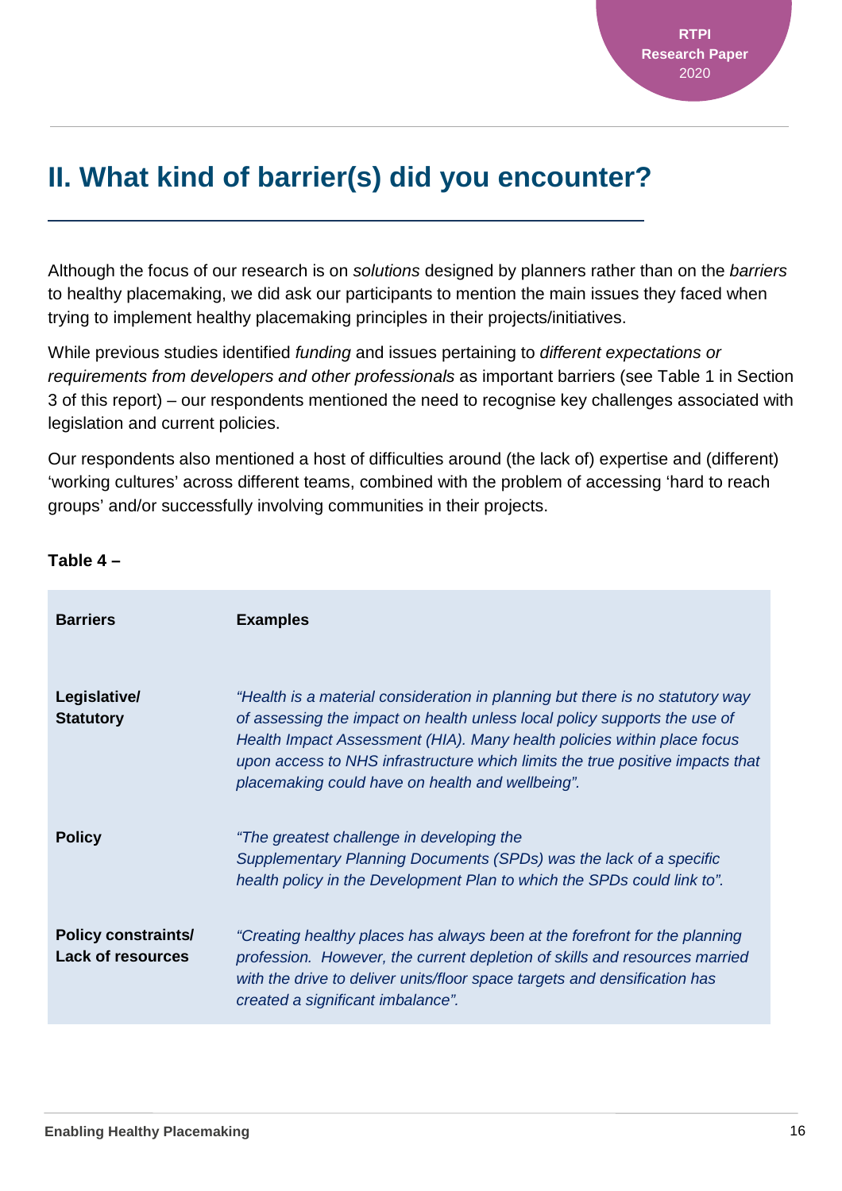## II. What kind of barrier(s) did you encounter?

Although the focus of our research is on *solutions* designed by planners rather than on the *barriers* to healthy placemaking, we did ask our participants to mention the main issues they faced when trying to implement healthy placemaking principles in their projects/initiatives.

While previous studies identified *funding* and issues pertaining to *different expectations or requirements from developers and other professionals* as important barriers (see Table 1 in Section 3 of this report) – our respondents mentioned the need to recognise key challenges associated with legislation and current policies.

Our respondents also mentioned a host of difficulties around (the lack of) expertise and (different) 'working cultures' across different teams, combined with the problem of accessing 'hard to reach groups' and/or successfully involving communities in their projects.

**Table 4 –**

| **Barriers** | **Examples** |
|---|---|
| **Legislative/ Statutory** | *"Health is a material consideration in planning but there is no statutory way of assessing the impact on health unless local policy supports the use of Health Impact Assessment (HIA). Many health policies within place focus upon access to NHS infrastructure which limits the true positive impacts that placemaking could have on health and wellbeing".* |
| **Policy** | *"The greatest challenge in developing the Supplementary Planning Documents (SPDs) was the lack of a specific health policy in the Development Plan to which the SPDs could link to".* |
| **Policy constraints/ Lack of resources** | *"Creating healthy places has always been at the forefront for the planning profession. However, the current depletion of skills and resources married with the drive to deliver units/floor space targets and densification has created a significant imbalance".* |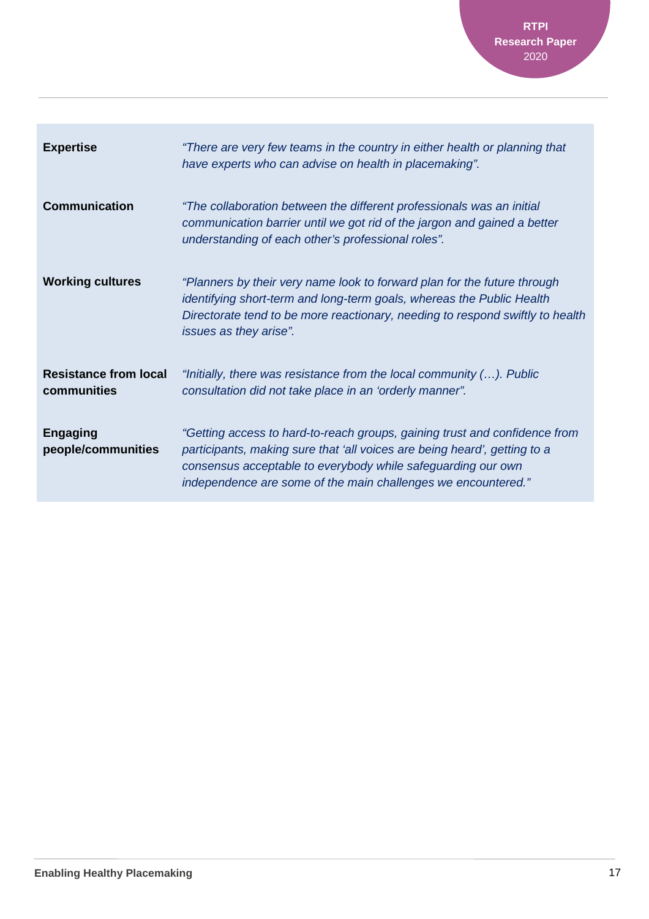| | |
|---|---|
| **Expertise** | *"There are very few teams in the country in either health or planning that have experts who can advise on health in placemaking".* |
| **Communication** | *"The collaboration between the different professionals was an initial communication barrier until we got rid of the jargon and gained a better understanding of each other's professional roles".* |
| **Working cultures** | *"Planners by their very name look to forward plan for the future through identifying short-term and long-term goals, whereas the Public Health Directorate tend to be more reactionary, needing to respond swiftly to health issues as they arise".* |
| **Resistance from local communities** | *"Initially, there was resistance from the local community (…). Public consultation did not take place in an 'orderly manner".* |
| **Engaging people/communities** | *"Getting access to hard-to-reach groups, gaining trust and confidence from participants, making sure that 'all voices are being heard', getting to a consensus acceptable to everybody while safeguarding our own independence are some of the main challenges we encountered."* |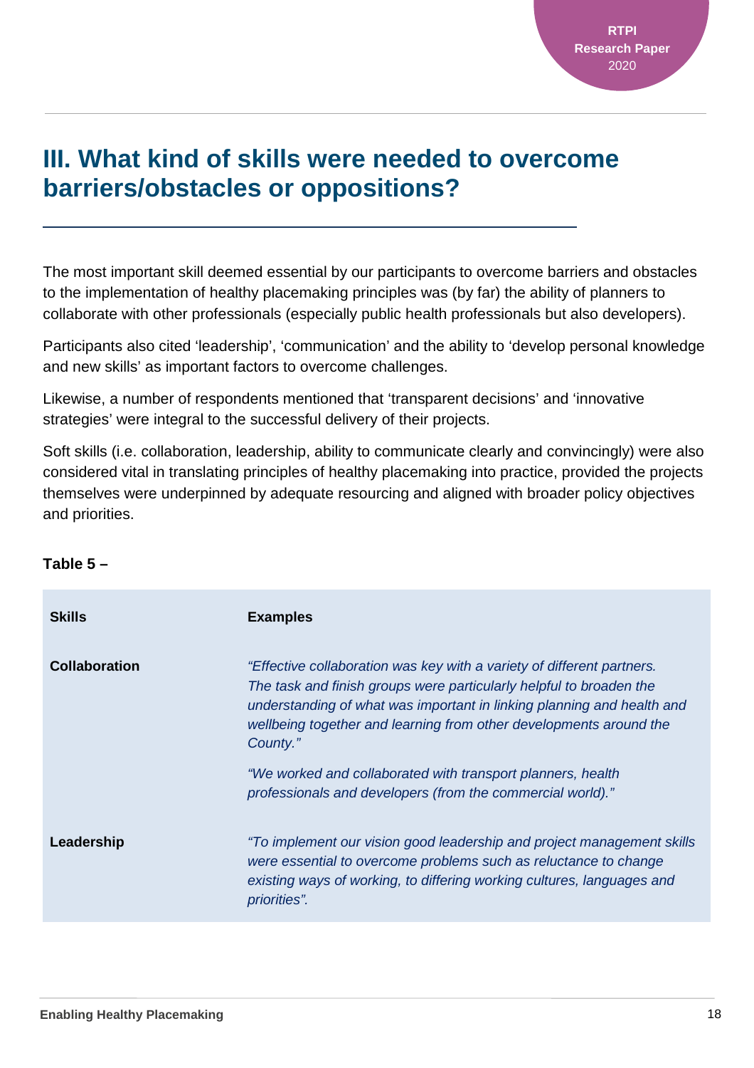## III. What kind of skills were needed to overcome barriers/obstacles or oppositions?

The most important skill deemed essential by our participants to overcome barriers and obstacles to the implementation of healthy placemaking principles was (by far) the ability of planners to collaborate with other professionals (especially public health professionals but also developers).

Participants also cited 'leadership', 'communication' and the ability to 'develop personal knowledge and new skills' as important factors to overcome challenges.

Likewise, a number of respondents mentioned that 'transparent decisions' and 'innovative strategies' were integral to the successful delivery of their projects.

Soft skills (i.e. collaboration, leadership, ability to communicate clearly and convincingly) were also considered vital in translating principles of healthy placemaking into practice, provided the projects themselves were underpinned by adequate resourcing and aligned with broader policy objectives and priorities.

**Table 5 –**

| **Skills** | **Examples** |
|---|---|
| **Collaboration** | *"Effective collaboration was key with a variety of different partners. The task and finish groups were particularly helpful to broaden the understanding of what was important in linking planning and health and wellbeing together and learning from other developments around the County."* *"We worked and collaborated with transport planners, health professionals and developers (from the commercial world)."* |
| **Leadership** | *"To implement our vision good leadership and project management skills were essential to overcome problems such as reluctance to change existing ways of working, to differing working cultures, languages and priorities".* |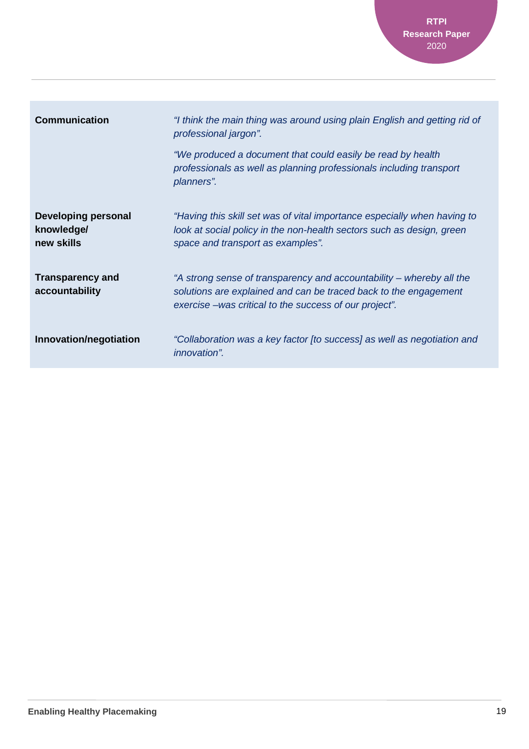| | |
|---|---|
| **Communication** | *"I think the main thing was around using plain English and getting rid of professional jargon".*<br><br>*"We produced a document that could easily be read by health professionals as well as planning professionals including transport planners".* |
| **Developing personal knowledge/ new skills** | *"Having this skill set was of vital importance especially when having to look at social policy in the non-health sectors such as design, green space and transport as examples".* |
| **Transparency and accountability** | *"A strong sense of transparency and accountability – whereby all the solutions are explained and can be traced back to the engagement exercise –was critical to the success of our project".* |
| **Innovation/negotiation** | *"Collaboration was a key factor [to success] as well as negotiation and innovation".* |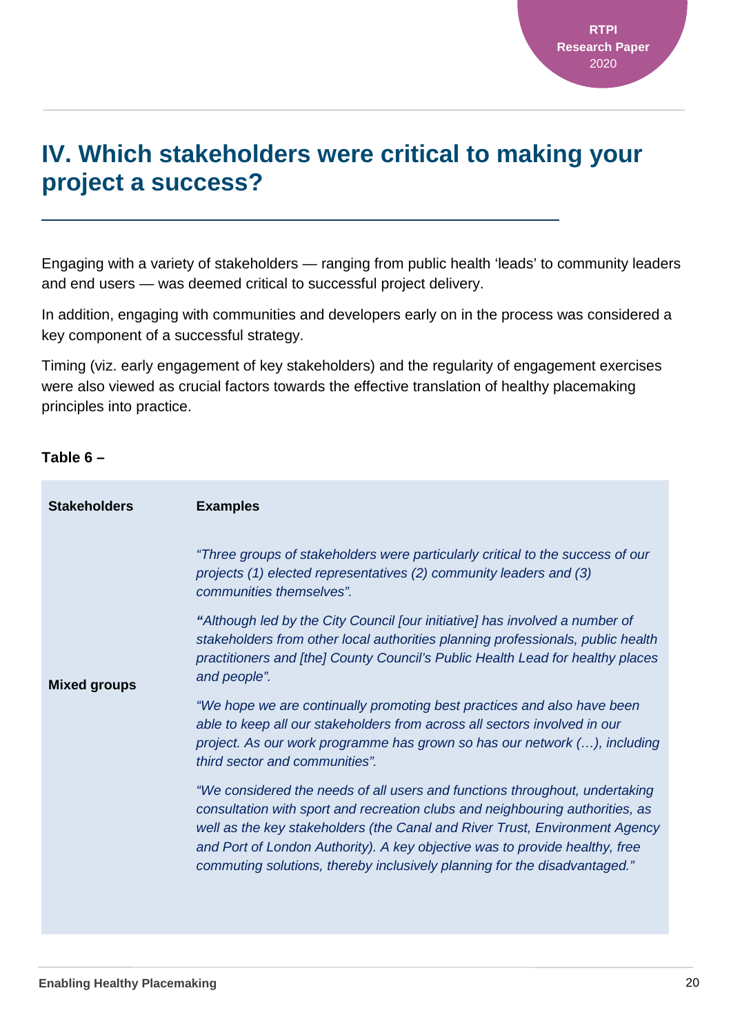# IV. Which stakeholders were critical to making your project a success?

Engaging with a variety of stakeholders — ranging from public health 'leads' to community leaders and end users — was deemed critical to successful project delivery.

In addition, engaging with communities and developers early on in the process was considered a key component of a successful strategy.

Timing (viz. early engagement of key stakeholders) and the regularity of engagement exercises were also viewed as crucial factors towards the effective translation of healthy placemaking principles into practice.

**Table 6 –**

| Stakeholders | Examples |
|---|---|
| **Mixed groups** | *"Three groups of stakeholders were particularly critical to the success of our projects (1) elected representatives (2) community leaders and (3) communities themselves".*<br><br>*"Although led by the City Council [our initiative] has involved a number of stakeholders from other local authorities planning professionals, public health practitioners and [the] County Council's Public Health Lead for healthy places and people".*<br><br>*"We hope we are continually promoting best practices and also have been able to keep all our stakeholders from across all sectors involved in our project. As our work programme has grown so has our network (…), including third sector and communities".*<br><br>*"We considered the needs of all users and functions throughout, undertaking consultation with sport and recreation clubs and neighbouring authorities, as well as the key stakeholders (the Canal and River Trust, Environment Agency and Port of London Authority). A key objective was to provide healthy, free commuting solutions, thereby inclusively planning for the disadvantaged."* |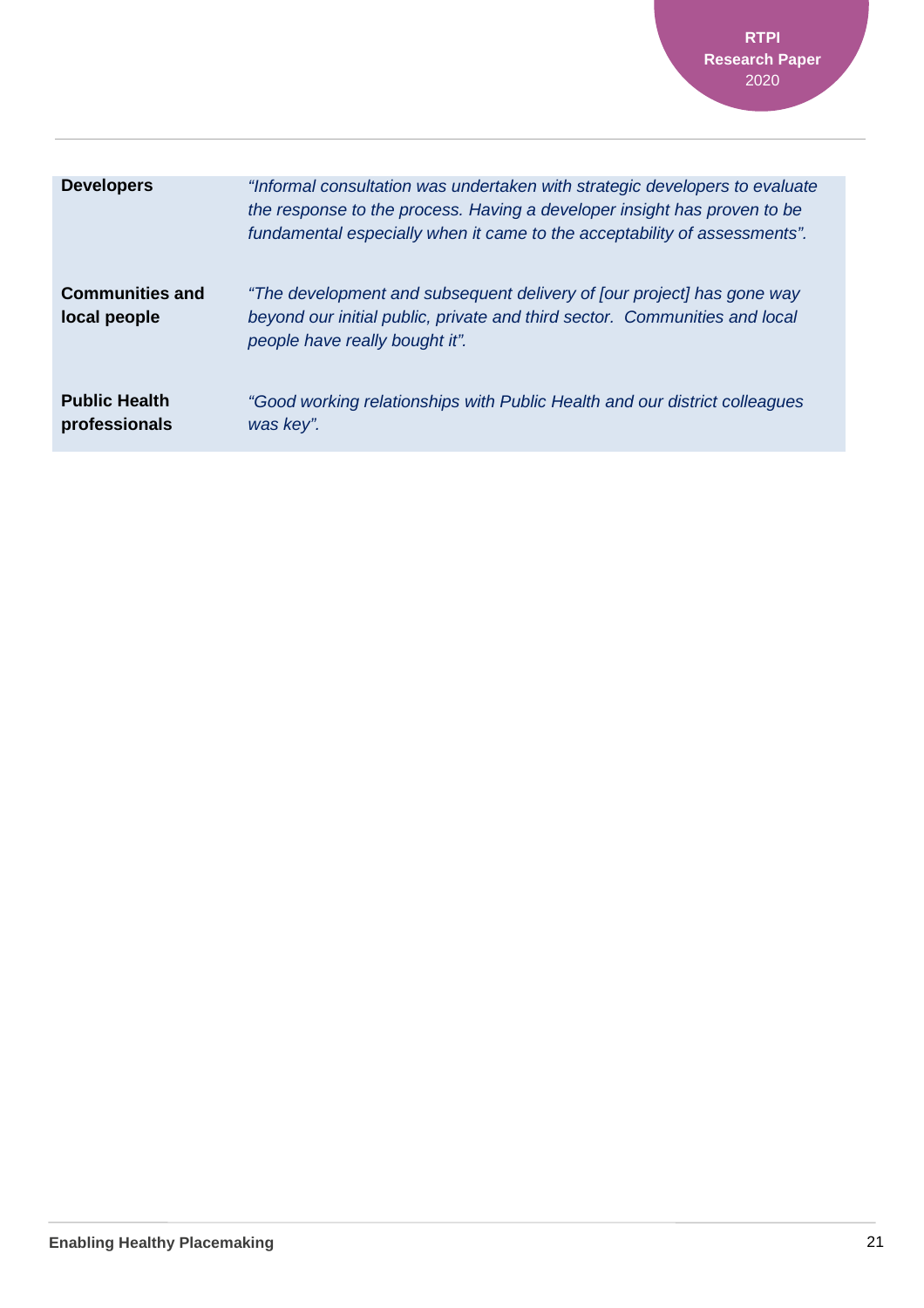| | |
|---|---|
| **Developers** | *"Informal consultation was undertaken with strategic developers to evaluate the response to the process. Having a developer insight has proven to be fundamental especially when it came to the acceptability of assessments".* |
| **Communities and local people** | *"The development and subsequent delivery of [our project] has gone way beyond our initial public, private and third sector. Communities and local people have really bought it".* |
| **Public Health professionals** | *"Good working relationships with Public Health and our district colleagues was key".* |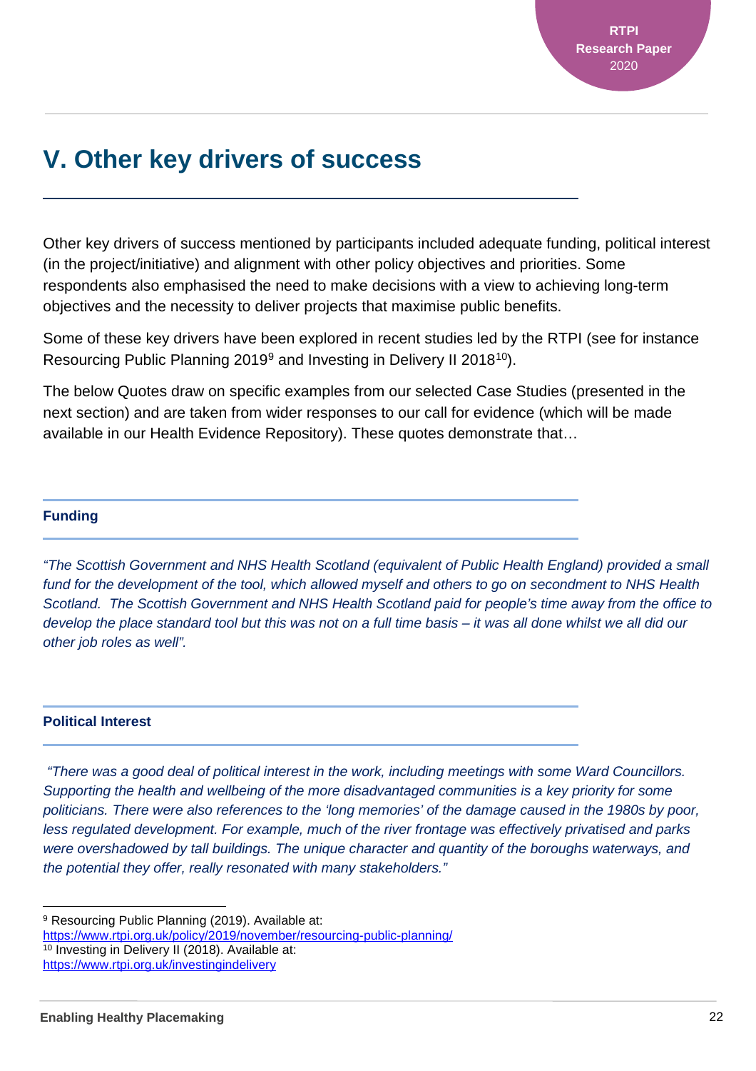# V. Other key drivers of success

Other key drivers of success mentioned by participants included adequate funding, political interest (in the project/initiative) and alignment with other policy objectives and priorities. Some respondents also emphasised the need to make decisions with a view to achieving long-term objectives and the necessity to deliver projects that maximise public benefits.

Some of these key drivers have been explored in recent studies led by the RTPI (see for instance Resourcing Public Planning 2019[9] and Investing in Delivery II 2018[10]).

The below Quotes draw on specific examples from our selected Case Studies (presented in the next section) and are taken from wider responses to our call for evidence (which will be made available in our Health Evidence Repository). These quotes demonstrate that…

### Funding

*"The Scottish Government and NHS Health Scotland (equivalent of Public Health England) provided a small fund for the development of the tool, which allowed myself and others to go on secondment to NHS Health Scotland. The Scottish Government and NHS Health Scotland paid for people's time away from the office to develop the place standard tool but this was not on a full time basis – it was all done whilst we all did our other job roles as well".*

### Political Interest

*"There was a good deal of political interest in the work, including meetings with some Ward Councillors. Supporting the health and wellbeing of the more disadvantaged communities is a key priority for some politicians. There were also references to the 'long memories' of the damage caused in the 1980s by poor, less regulated development. For example, much of the river frontage was effectively privatised and parks were overshadowed by tall buildings. The unique character and quantity of the boroughs waterways, and the potential they offer, really resonated with many stakeholders."*

---

[9] Resourcing Public Planning (2019). Available at: https://www.rtpi.org.uk/policy/2019/november/resourcing-public-planning/

[10] Investing in Delivery II (2018). Available at: https://www.rtpi.org.uk/investingindelivery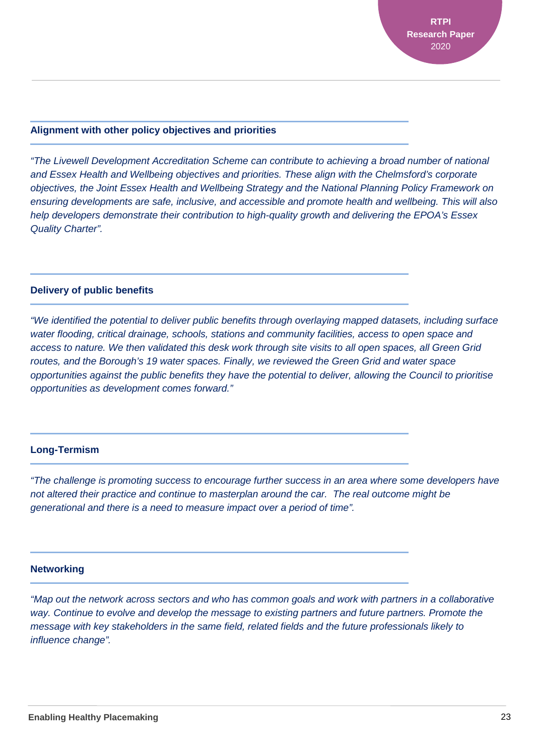**Alignment with other policy objectives and priorities**

*"The Livewell Development Accreditation Scheme can contribute to achieving a broad number of national and Essex Health and Wellbeing objectives and priorities. These align with the Chelmsford's corporate objectives, the Joint Essex Health and Wellbeing Strategy and the National Planning Policy Framework on ensuring developments are safe, inclusive, and accessible and promote health and wellbeing. This will also help developers demonstrate their contribution to high-quality growth and delivering the EPOA's Essex Quality Charter".*

**Delivery of public benefits**

*"We identified the potential to deliver public benefits through overlaying mapped datasets, including surface water flooding, critical drainage, schools, stations and community facilities, access to open space and access to nature. We then validated this desk work through site visits to all open spaces, all Green Grid routes, and the Borough's 19 water spaces. Finally, we reviewed the Green Grid and water space opportunities against the public benefits they have the potential to deliver, allowing the Council to prioritise opportunities as development comes forward."*

**Long-Termism**

*"The challenge is promoting success to encourage further success in an area where some developers have not altered their practice and continue to masterplan around the car. The real outcome might be generational and there is a need to measure impact over a period of time".*

**Networking**

*"Map out the network across sectors and who has common goals and work with partners in a collaborative way. Continue to evolve and develop the message to existing partners and future partners. Promote the message with key stakeholders in the same field, related fields and the future professionals likely to influence change".*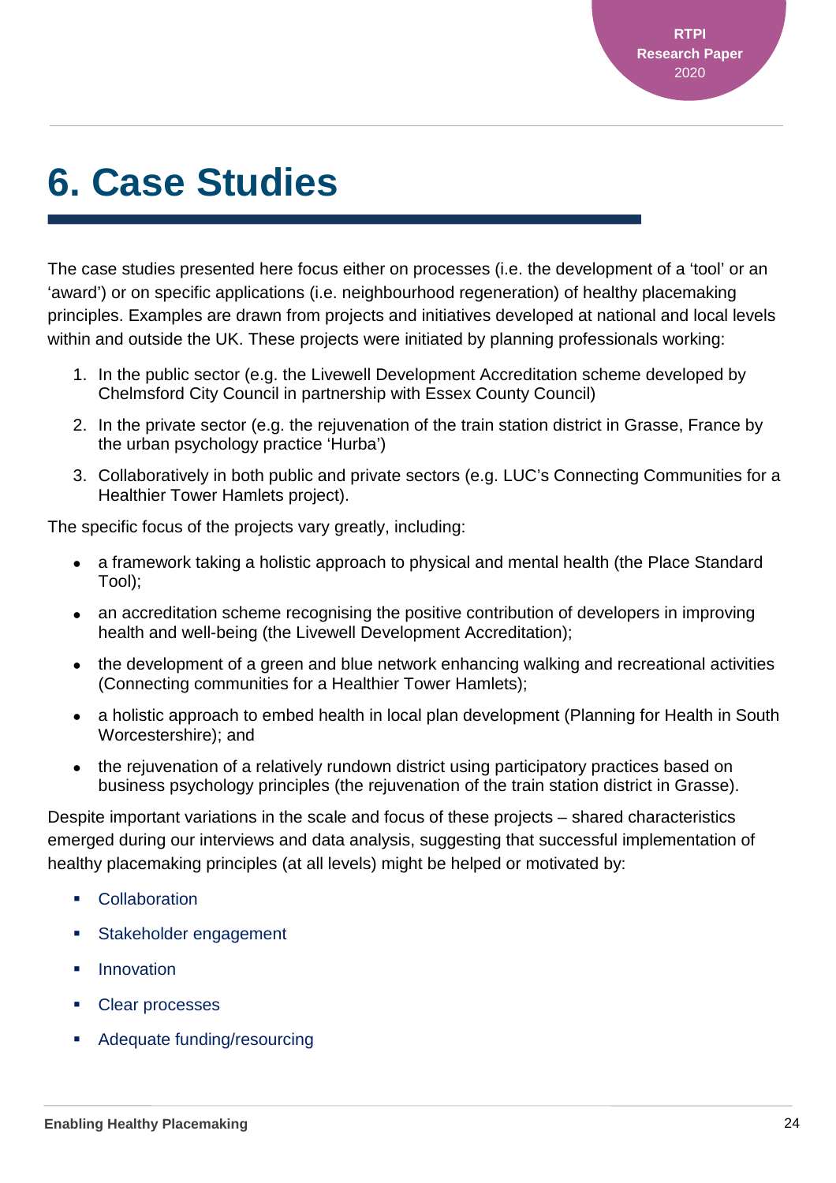# 6. Case Studies

The case studies presented here focus either on processes (i.e. the development of a 'tool' or an 'award') or on specific applications (i.e. neighbourhood regeneration) of healthy placemaking principles. Examples are drawn from projects and initiatives developed at national and local levels within and outside the UK. These projects were initiated by planning professionals working:

1. In the public sector (e.g. the Livewell Development Accreditation scheme developed by Chelmsford City Council in partnership with Essex County Council)
2. In the private sector (e.g. the rejuvenation of the train station district in Grasse, France by the urban psychology practice 'Hurba')
3. Collaboratively in both public and private sectors (e.g. LUC's Connecting Communities for a Healthier Tower Hamlets project).

The specific focus of the projects vary greatly, including:

- a framework taking a holistic approach to physical and mental health (the Place Standard Tool);
- an accreditation scheme recognising the positive contribution of developers in improving health and well-being (the Livewell Development Accreditation);
- the development of a green and blue network enhancing walking and recreational activities (Connecting communities for a Healthier Tower Hamlets);
- a holistic approach to embed health in local plan development (Planning for Health in South Worcestershire); and
- the rejuvenation of a relatively rundown district using participatory practices based on business psychology principles (the rejuvenation of the train station district in Grasse).

Despite important variations in the scale and focus of these projects – shared characteristics emerged during our interviews and data analysis, suggesting that successful implementation of healthy placemaking principles (at all levels) might be helped or motivated by:

- Collaboration
- Stakeholder engagement
- Innovation
- Clear processes
- Adequate funding/resourcing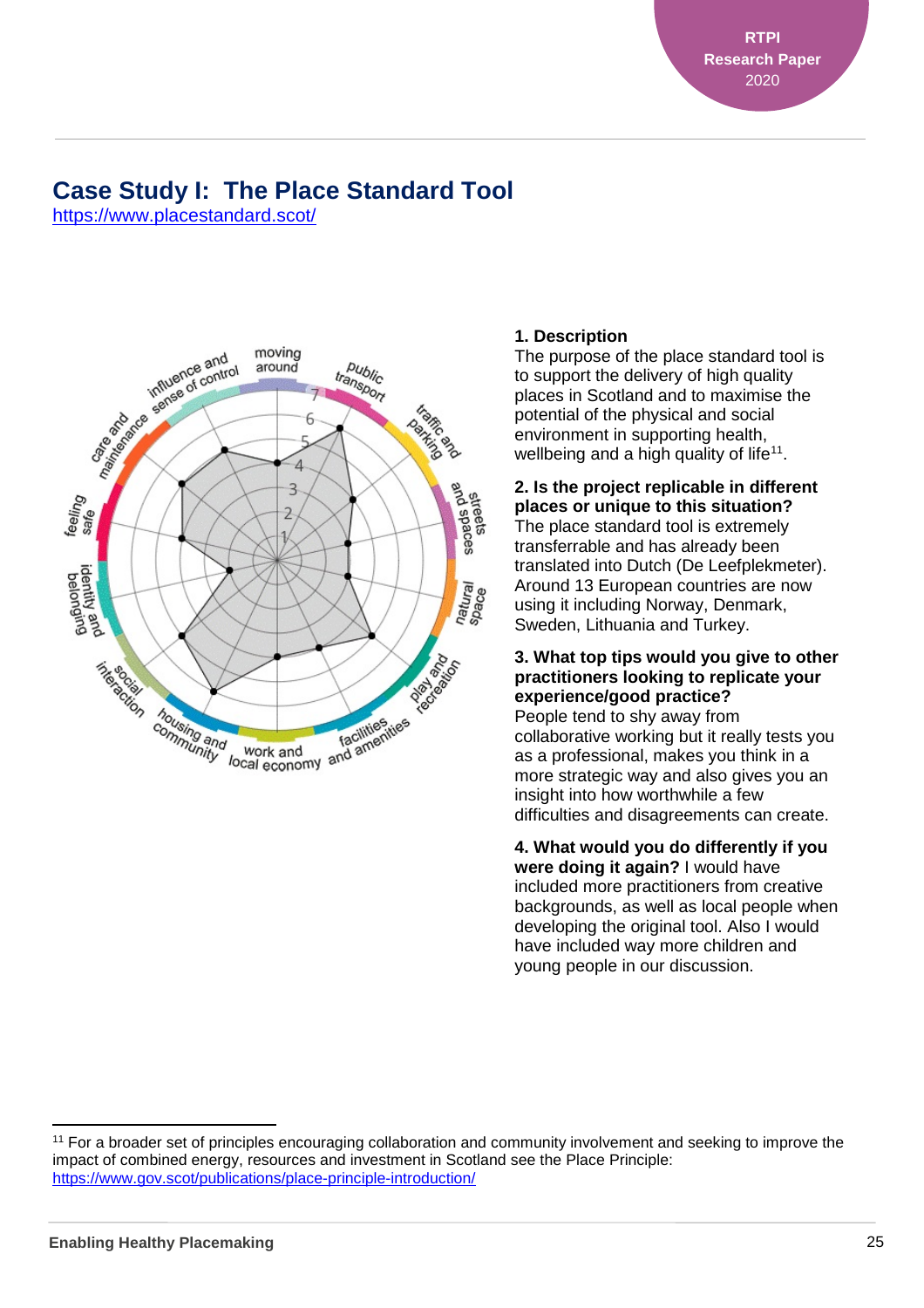## Case Study I: The Place Standard Tool

https://www.placestandard.scot/

**1. Description**

The purpose of the place standard tool is to support the delivery of high quality places in Scotland and to maximise the potential of the physical and social environment in supporting health, wellbeing and a high quality of life[11].

**2. Is the project replicable in different places or unique to this situation?**

The place standard tool is extremely transferrable and has already been translated into Dutch (De Leefplekmeter). Around 13 European countries are now using it including Norway, Denmark, Sweden, Lithuania and Turkey.

**3. What top tips would you give to other practitioners looking to replicate your experience/good practice?**

People tend to shy away from collaborative working but it really tests you as a professional, makes you think in a more strategic way and also gives you an insight into how worthwhile a few difficulties and disagreements can create.

**4. What would you do differently if you were doing it again?** I would have included more practitioners from creative backgrounds, as well as local people when developing the original tool. Also I would have included way more children and young people in our discussion.

---

[11] For a broader set of principles encouraging collaboration and community involvement and seeking to improve the impact of combined energy, resources and investment in Scotland see the Place Principle: https://www.gov.scot/publications/place-principle-introduction/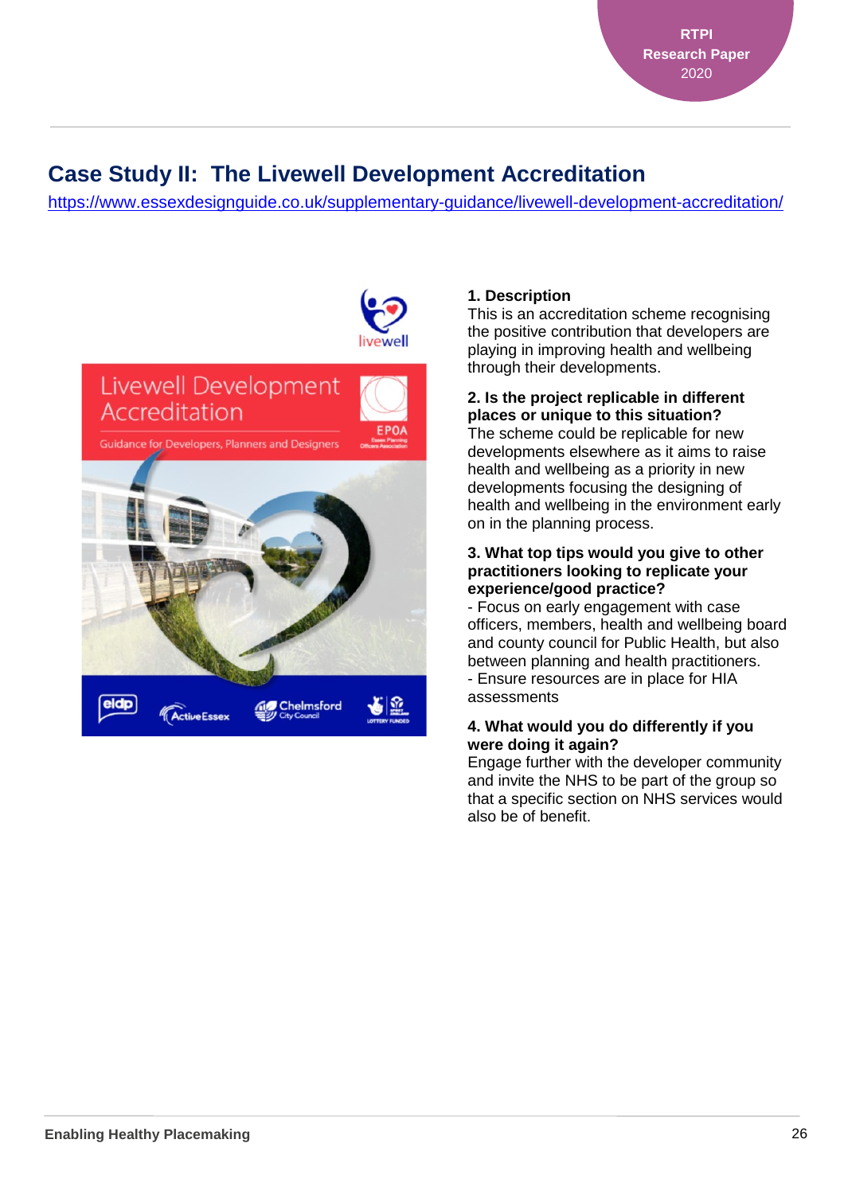## Case Study II: The Livewell Development Accreditation

https://www.essexdesignguide.co.uk/supplementary-guidance/livewell-development-accreditation/

**1. Description**

This is an accreditation scheme recognising the positive contribution that developers are playing in improving health and wellbeing through their developments.

**2. Is the project replicable in different places or unique to this situation?**

The scheme could be replicable for new developments elsewhere as it aims to raise health and wellbeing as a priority in new developments focusing the designing of health and wellbeing in the environment early on in the planning process.

**3. What top tips would you give to other practitioners looking to replicate your experience/good practice?**

- Focus on early engagement with case officers, members, health and wellbeing board and county council for Public Health, but also between planning and health practitioners.
- Ensure resources are in place for HIA assessments

**4. What would you do differently if you were doing it again?**

Engage further with the developer community and invite the NHS to be part of the group so that a specific section on NHS services would also be of benefit.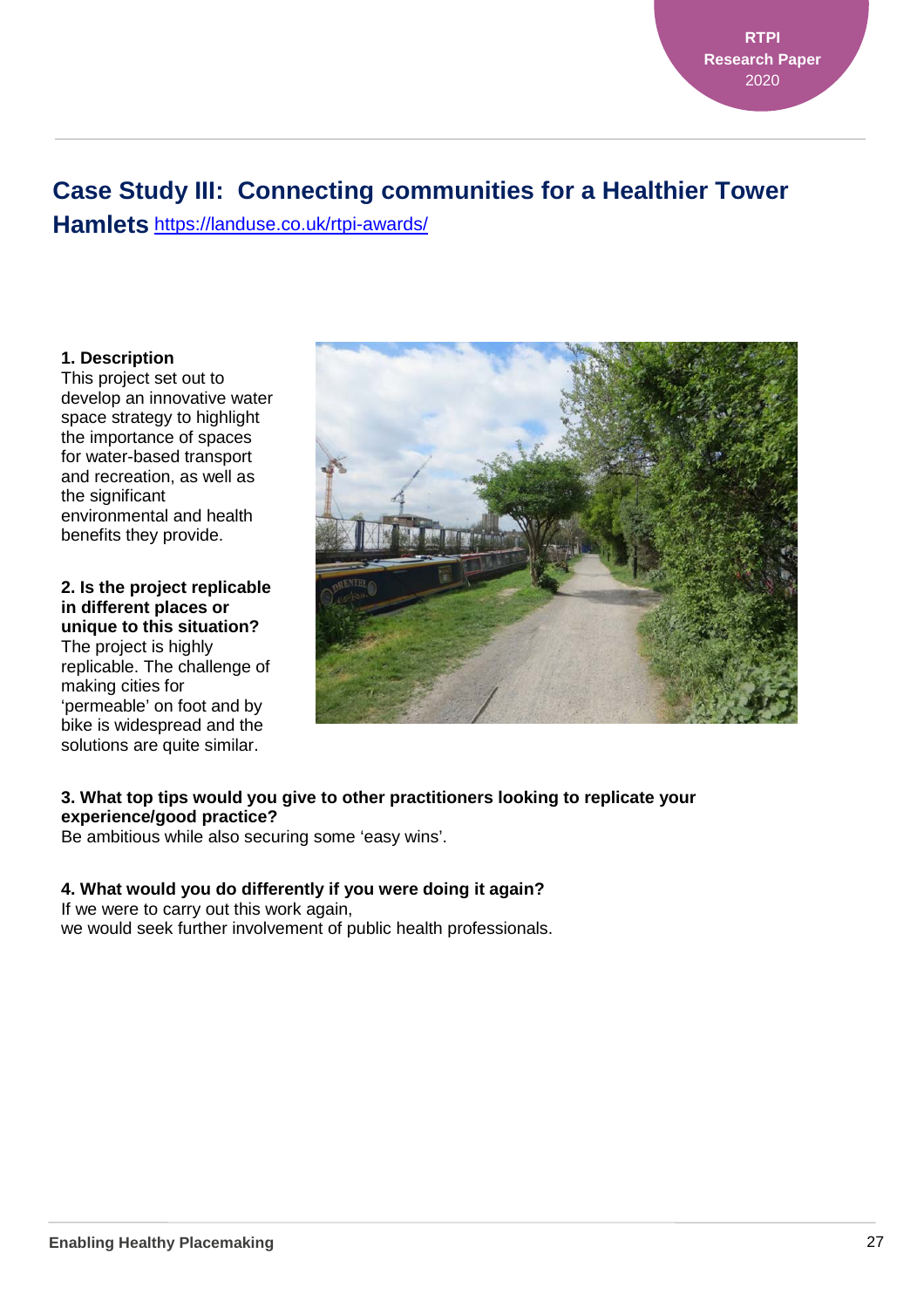## Case Study III: Connecting communities for a Healthier Tower Hamlets https://landuse.co.uk/rtpi-awards/

**1. Description**
This project set out to develop an innovative water space strategy to highlight the importance of spaces for water-based transport and recreation, as well as the significant environmental and health benefits they provide.

**2. Is the project replicable in different places or unique to this situation?**
The project is highly replicable. The challenge of making cities for 'permeable' on foot and by bike is widespread and the solutions are quite similar.

**3. What top tips would you give to other practitioners looking to replicate your experience/good practice?**
Be ambitious while also securing some 'easy wins'.

**4. What would you do differently if you were doing it again?**
If we were to carry out this work again,
we would seek further involvement of public health professionals.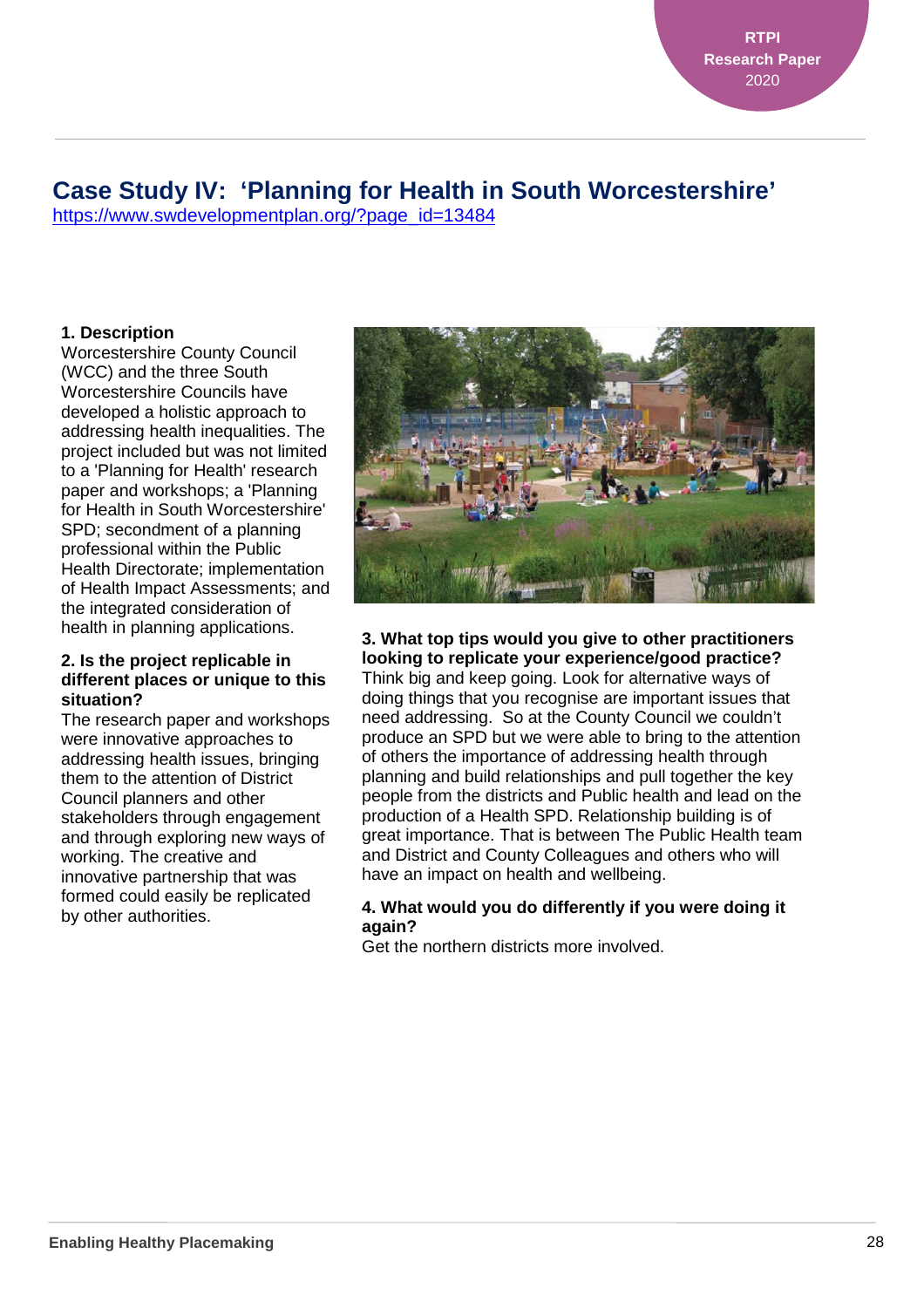## Case Study IV: 'Planning for Health in South Worcestershire'

https://www.swdevelopmentplan.org/?page_id=13484

**1. Description**

Worcestershire County Council (WCC) and the three South Worcestershire Councils have developed a holistic approach to addressing health inequalities. The project included but was not limited to a 'Planning for Health' research paper and workshops; a 'Planning for Health in South Worcestershire' SPD; secondment of a planning professional within the Public Health Directorate; implementation of Health Impact Assessments; and the integrated consideration of health in planning applications.

**2. Is the project replicable in different places or unique to this situation?**

The research paper and workshops were innovative approaches to addressing health issues, bringing them to the attention of District Council planners and other stakeholders through engagement and through exploring new ways of working. The creative and innovative partnership that was formed could easily be replicated by other authorities.

**3. What top tips would you give to other practitioners looking to replicate your experience/good practice?**

Think big and keep going. Look for alternative ways of doing things that you recognise are important issues that need addressing. So at the County Council we couldn't produce an SPD but we were able to bring to the attention of others the importance of addressing health through planning and build relationships and pull together the key people from the districts and Public health and lead on the production of a Health SPD. Relationship building is of great importance. That is between The Public Health team and District and County Colleagues and others who will have an impact on health and wellbeing.

**4. What would you do differently if you were doing it again?**

Get the northern districts more involved.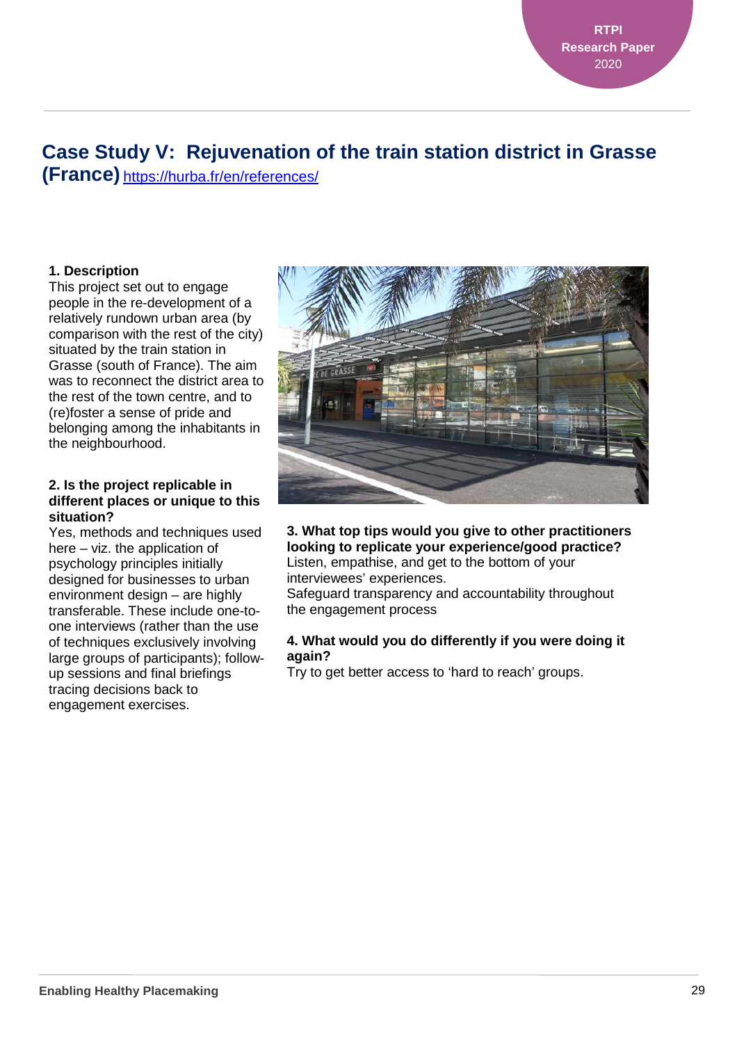# Case Study V: Rejuvenation of the train station district in Grasse (France) https://hurba.fr/en/references/

**1. Description**

This project set out to engage people in the re-development of a relatively rundown urban area (by comparison with the rest of the city) situated by the train station in Grasse (south of France). The aim was to reconnect the district area to the rest of the town centre, and to (re)foster a sense of pride and belonging among the inhabitants in the neighbourhood.

**2. Is the project replicable in different places or unique to this situation?**

Yes, methods and techniques used here – viz. the application of psychology principles initially designed for businesses to urban environment design – are highly transferable. These include one-to-one interviews (rather than the use of techniques exclusively involving large groups of participants); follow-up sessions and final briefings tracing decisions back to engagement exercises.

**3. What top tips would you give to other practitioners looking to replicate your experience/good practice?**

Listen, empathise, and get to the bottom of your interviewees' experiences.

Safeguard transparency and accountability throughout the engagement process

**4. What would you do differently if you were doing it again?**

Try to get better access to 'hard to reach' groups.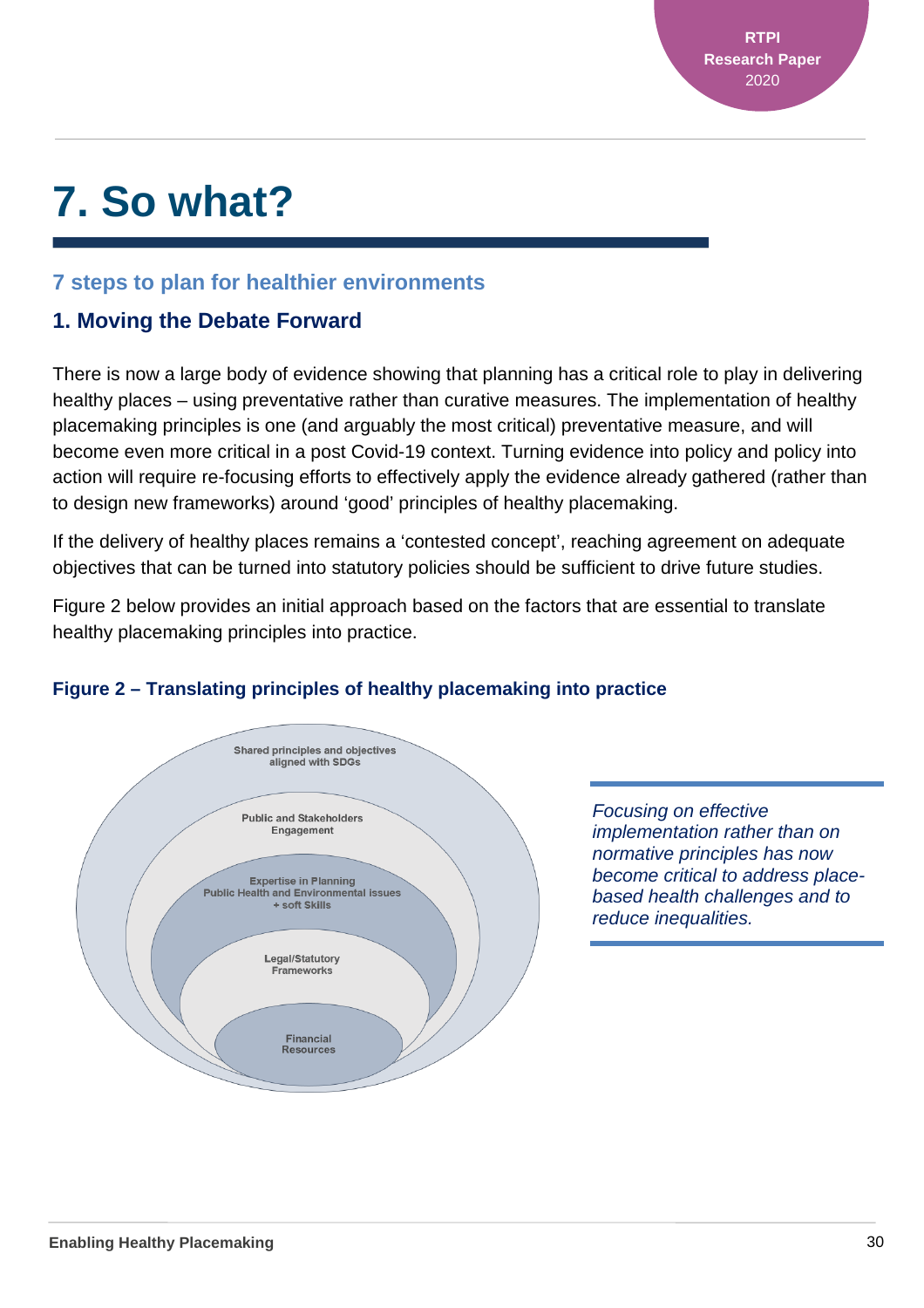# 7. So what?

## 7 steps to plan for healthier environments

### 1. Moving the Debate Forward

There is now a large body of evidence showing that planning has a critical role to play in delivering healthy places – using preventative rather than curative measures. The implementation of healthy placemaking principles is one (and arguably the most critical) preventative measure, and will become even more critical in a post Covid-19 context. Turning evidence into policy and policy into action will require re-focusing efforts to effectively apply the evidence already gathered (rather than to design new frameworks) around 'good' principles of healthy placemaking.

If the delivery of healthy places remains a 'contested concept', reaching agreement on adequate objectives that can be turned into statutory policies should be sufficient to drive future studies.

Figure 2 below provides an initial approach based on the factors that are essential to translate healthy placemaking principles into practice.

**Figure 2 – Translating principles of healthy placemaking into practice**

Shared principles and objectives aligned with SDGs

Public and Stakeholders Engagement

Expertise in Planning Public Health and Environmental Issues + soft Skills

Legal/Statutory Frameworks

Financial Resources

*Focusing on effective implementation rather than on normative principles has now become critical to address place-based health challenges and to reduce inequalities.*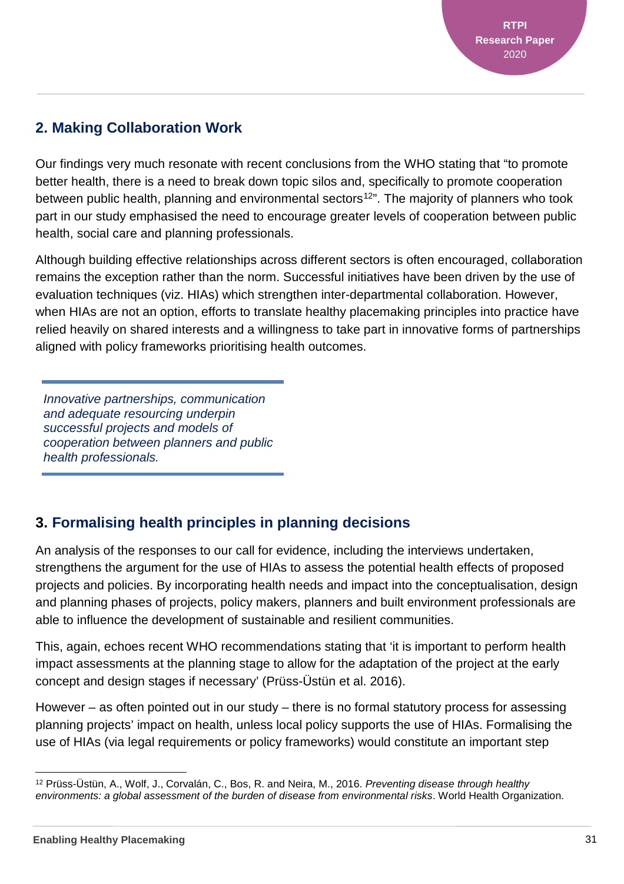## 2. Making Collaboration Work

Our findings very much resonate with recent conclusions from the WHO stating that "to promote better health, there is a need to break down topic silos and, specifically to promote cooperation between public health, planning and environmental sectors[12]". The majority of planners who took part in our study emphasised the need to encourage greater levels of cooperation between public health, social care and planning professionals.

Although building effective relationships across different sectors is often encouraged, collaboration remains the exception rather than the norm. Successful initiatives have been driven by the use of evaluation techniques (viz. HIAs) which strengthen inter-departmental collaboration. However, when HIAs are not an option, efforts to translate healthy placemaking principles into practice have relied heavily on shared interests and a willingness to take part in innovative forms of partnerships aligned with policy frameworks prioritising health outcomes.

> *Innovative partnerships, communication and adequate resourcing underpin successful projects and models of cooperation between planners and public health professionals.*

## 3. Formalising health principles in planning decisions

An analysis of the responses to our call for evidence, including the interviews undertaken, strengthens the argument for the use of HIAs to assess the potential health effects of proposed projects and policies. By incorporating health needs and impact into the conceptualisation, design and planning phases of projects, policy makers, planners and built environment professionals are able to influence the development of sustainable and resilient communities.

This, again, echoes recent WHO recommendations stating that 'it is important to perform health impact assessments at the planning stage to allow for the adaptation of the project at the early concept and design stages if necessary' (Prüss-Üstün et al. 2016).

However – as often pointed out in our study – there is no formal statutory process for assessing planning projects' impact on health, unless local policy supports the use of HIAs. Formalising the use of HIAs (via legal requirements or policy frameworks) would constitute an important step

[12] Prüss-Üstün, A., Wolf, J., Corvalán, C., Bos, R. and Neira, M., 2016. *Preventing disease through healthy environments: a global assessment of the burden of disease from environmental risks*. World Health Organization.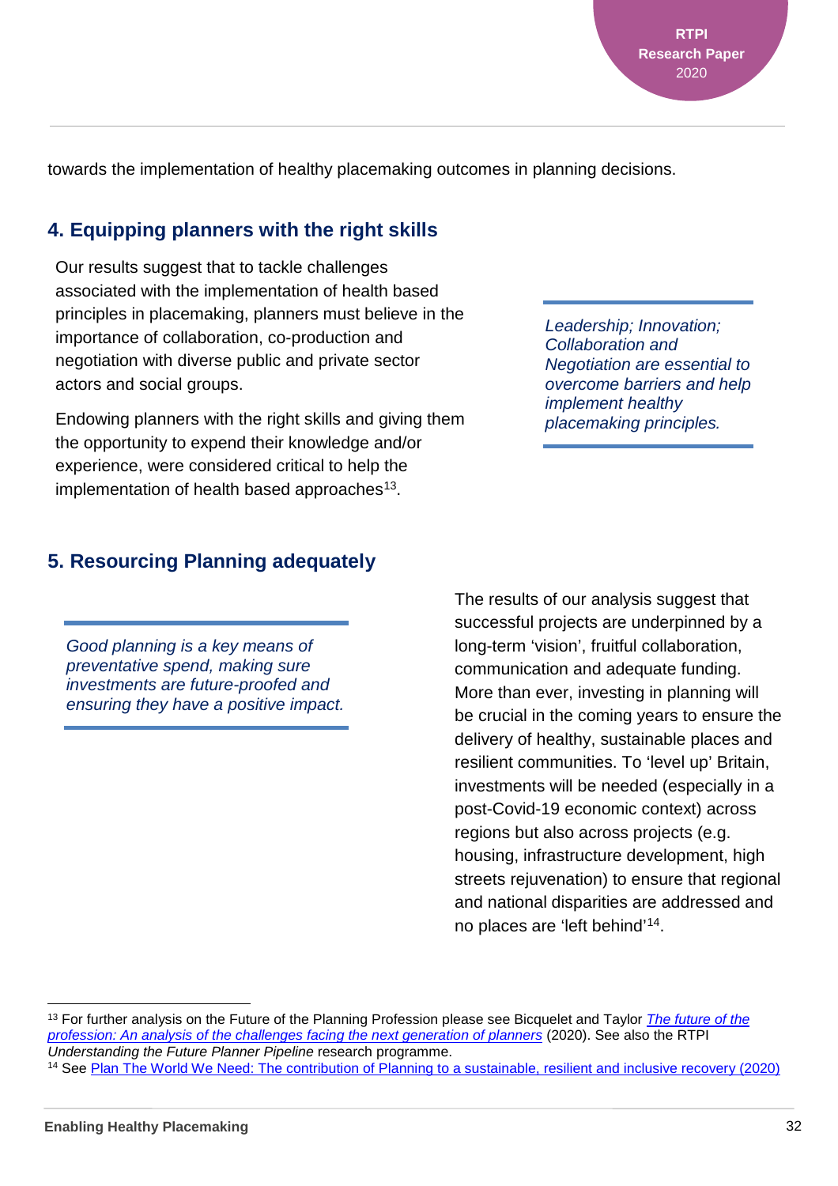towards the implementation of healthy placemaking outcomes in planning decisions.

## 4. Equipping planners with the right skills

Our results suggest that to tackle challenges associated with the implementation of health based principles in placemaking, planners must believe in the importance of collaboration, co-production and negotiation with diverse public and private sector actors and social groups.

Endowing planners with the right skills and giving them the opportunity to expend their knowledge and/or experience, were considered critical to help the implementation of health based approaches[13].

*Leadership; Innovation; Collaboration and Negotiation are essential to overcome barriers and help implement healthy placemaking principles.*

## 5. Resourcing Planning adequately

*Good planning is a key means of preventative spend, making sure investments are future-proofed and ensuring they have a positive impact.*

The results of our analysis suggest that successful projects are underpinned by a long-term 'vision', fruitful collaboration, communication and adequate funding. More than ever, investing in planning will be crucial in the coming years to ensure the delivery of healthy, sustainable places and resilient communities. To 'level up' Britain, investments will be needed (especially in a post-Covid-19 economic context) across regions but also across projects (e.g. housing, infrastructure development, high streets rejuvenation) to ensure that regional and national disparities are addressed and no places are 'left behind'[14].

---

[13] For further analysis on the Future of the Planning Profession please see Bicquelet and Taylor *The future of the profession: An analysis of the challenges facing the next generation of planners* (2020). See also the RTPI *Understanding the Future Planner Pipeline* research programme.

[14] See Plan The World We Need: The contribution of Planning to a sustainable, resilient and inclusive recovery (2020)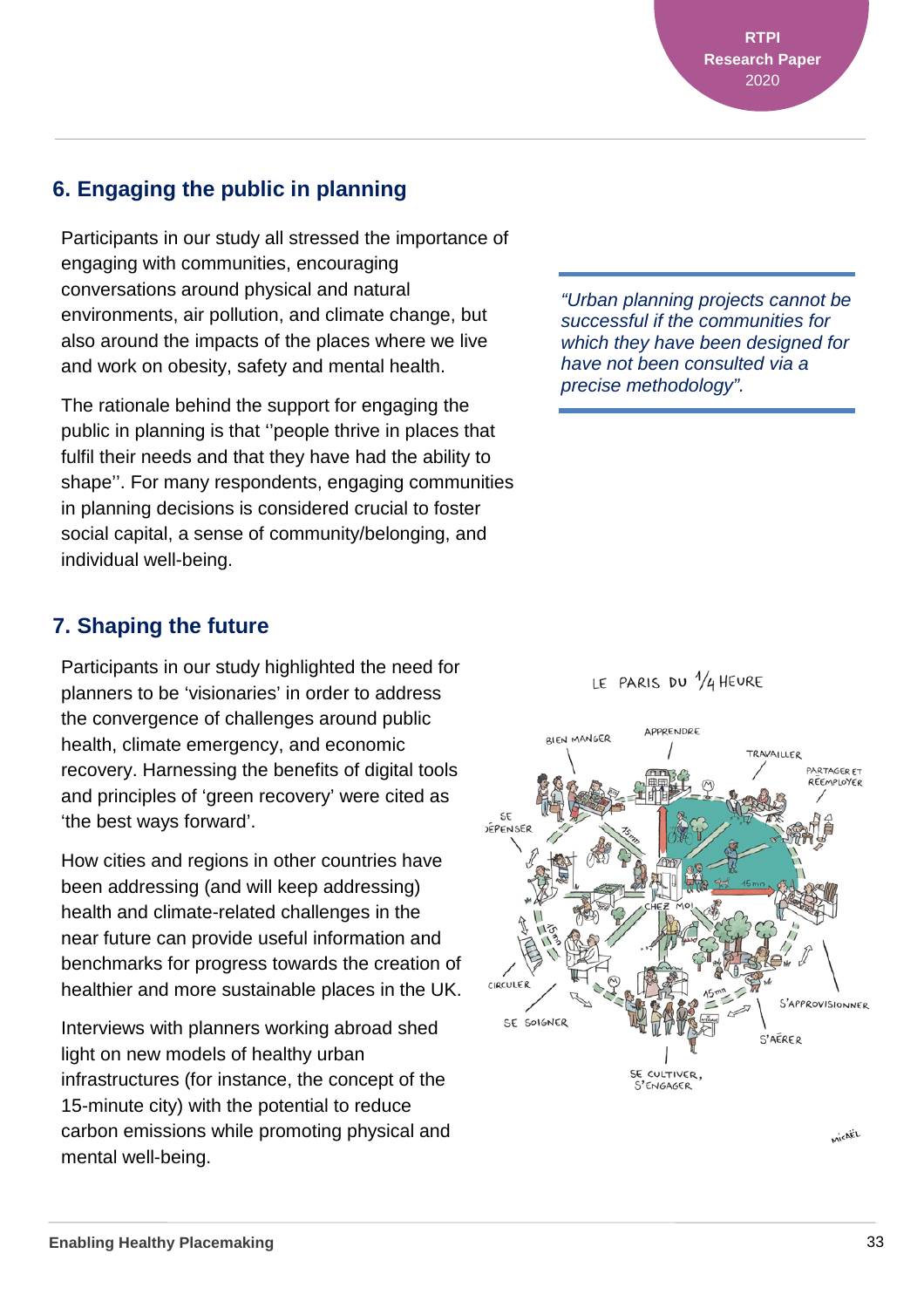## 6. Engaging the public in planning

Participants in our study all stressed the importance of engaging with communities, encouraging conversations around physical and natural environments, air pollution, and climate change, but also around the impacts of the places where we live and work on obesity, safety and mental health.

The rationale behind the support for engaging the public in planning is that ''people thrive in places that fulfil their needs and that they have had the ability to shape''. For many respondents, engaging communities in planning decisions is considered crucial to foster social capital, a sense of community/belonging, and individual well-being.

*"Urban planning projects cannot be successful if the communities for which they have been designed for have not been consulted via a precise methodology".*

## 7. Shaping the future

Participants in our study highlighted the need for planners to be 'visionaries' in order to address the convergence of challenges around public health, climate emergency, and economic recovery. Harnessing the benefits of digital tools and principles of 'green recovery' were cited as 'the best ways forward'.

How cities and regions in other countries have been addressing (and will keep addressing) health and climate-related challenges in the near future can provide useful information and benchmarks for progress towards the creation of healthier and more sustainable places in the UK.

Interviews with planners working abroad shed light on new models of healthy urban infrastructures (for instance, the concept of the 15-minute city) with the potential to reduce carbon emissions while promoting physical and mental well-being.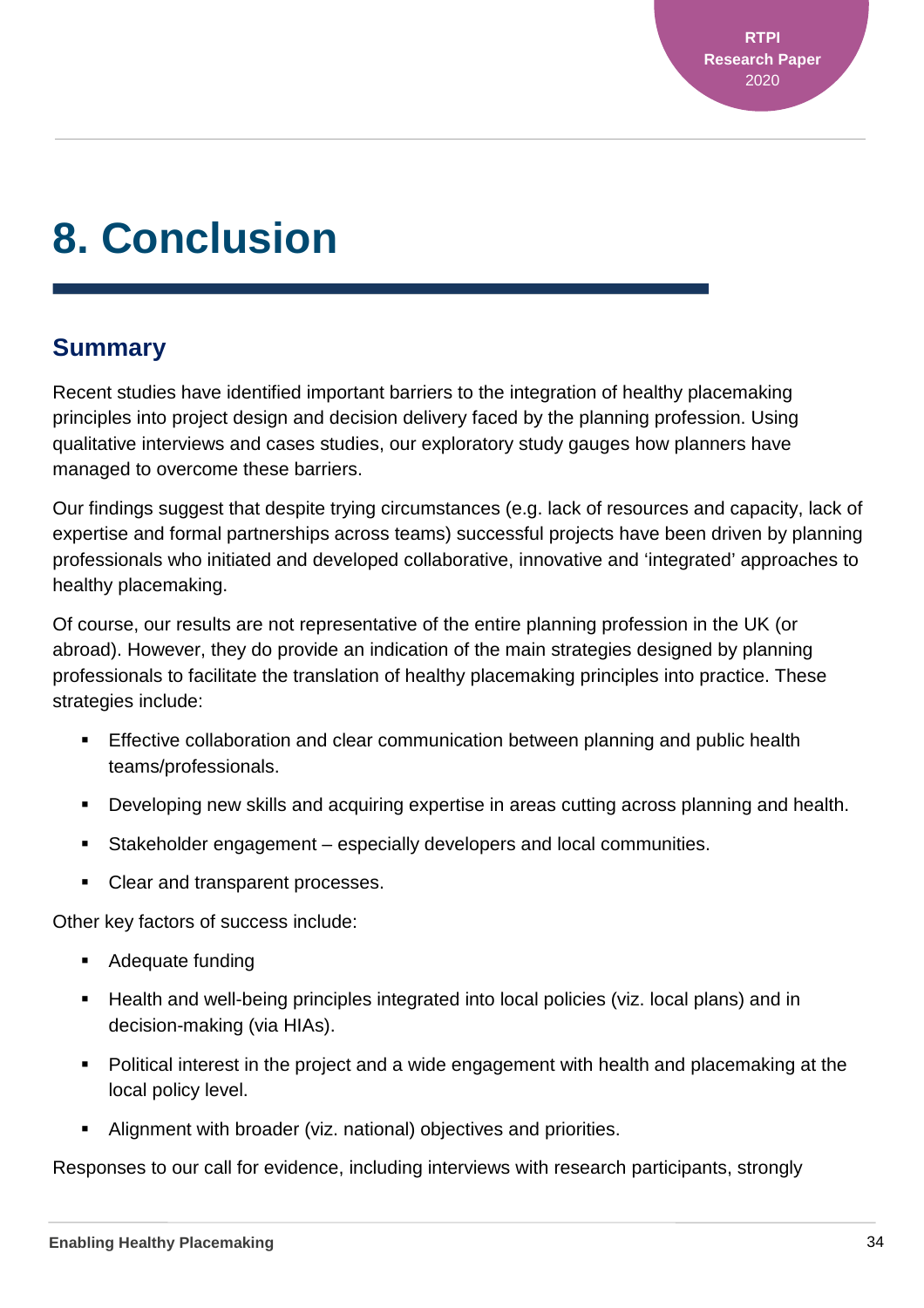# 8. Conclusion

## Summary

Recent studies have identified important barriers to the integration of healthy placemaking principles into project design and decision delivery faced by the planning profession. Using qualitative interviews and cases studies, our exploratory study gauges how planners have managed to overcome these barriers.

Our findings suggest that despite trying circumstances (e.g. lack of resources and capacity, lack of expertise and formal partnerships across teams) successful projects have been driven by planning professionals who initiated and developed collaborative, innovative and 'integrated' approaches to healthy placemaking.

Of course, our results are not representative of the entire planning profession in the UK (or abroad). However, they do provide an indication of the main strategies designed by planning professionals to facilitate the translation of healthy placemaking principles into practice. These strategies include:

- Effective collaboration and clear communication between planning and public health teams/professionals.
- Developing new skills and acquiring expertise in areas cutting across planning and health.
- Stakeholder engagement – especially developers and local communities.
- Clear and transparent processes.

Other key factors of success include:

- Adequate funding
- Health and well-being principles integrated into local policies (viz. local plans) and in decision-making (via HIAs).
- Political interest in the project and a wide engagement with health and placemaking at the local policy level.
- Alignment with broader (viz. national) objectives and priorities.

Responses to our call for evidence, including interviews with research participants, strongly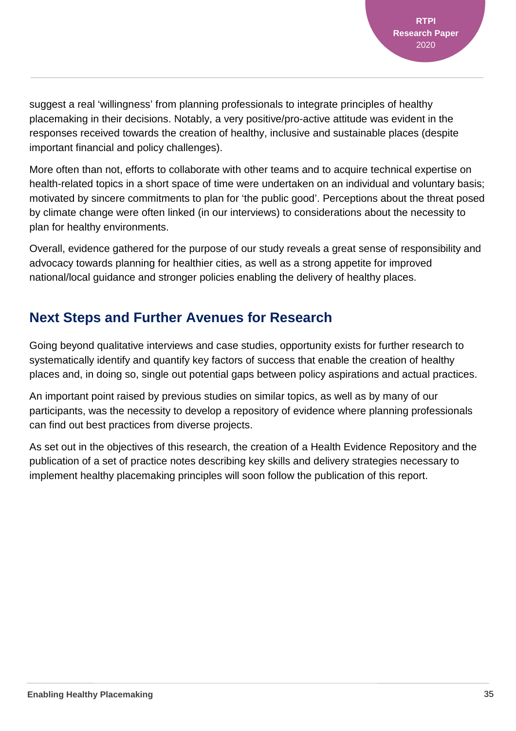suggest a real 'willingness' from planning professionals to integrate principles of healthy placemaking in their decisions. Notably, a very positive/pro-active attitude was evident in the responses received towards the creation of healthy, inclusive and sustainable places (despite important financial and policy challenges).

More often than not, efforts to collaborate with other teams and to acquire technical expertise on health-related topics in a short space of time were undertaken on an individual and voluntary basis; motivated by sincere commitments to plan for 'the public good'. Perceptions about the threat posed by climate change were often linked (in our interviews) to considerations about the necessity to plan for healthy environments.

Overall, evidence gathered for the purpose of our study reveals a great sense of responsibility and advocacy towards planning for healthier cities, as well as a strong appetite for improved national/local guidance and stronger policies enabling the delivery of healthy places.

## Next Steps and Further Avenues for Research

Going beyond qualitative interviews and case studies, opportunity exists for further research to systematically identify and quantify key factors of success that enable the creation of healthy places and, in doing so, single out potential gaps between policy aspirations and actual practices.

An important point raised by previous studies on similar topics, as well as by many of our participants, was the necessity to develop a repository of evidence where planning professionals can find out best practices from diverse projects.

As set out in the objectives of this research, the creation of a Health Evidence Repository and the publication of a set of practice notes describing key skills and delivery strategies necessary to implement healthy placemaking principles will soon follow the publication of this report.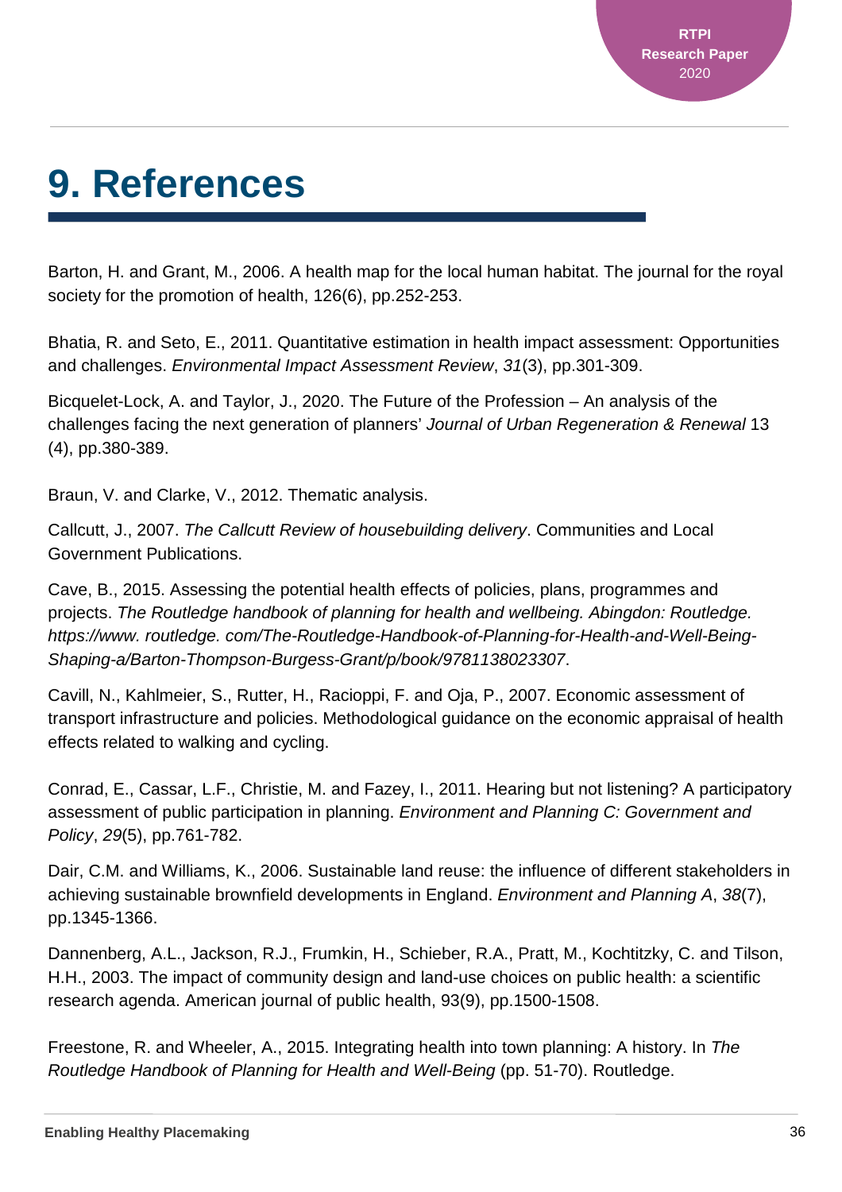# 9. References

Barton, H. and Grant, M., 2006. A health map for the local human habitat. The journal for the royal society for the promotion of health, 126(6), pp.252-253.

Bhatia, R. and Seto, E., 2011. Quantitative estimation in health impact assessment: Opportunities and challenges. *Environmental Impact Assessment Review*, *31*(3), pp.301-309.

Bicquelet-Lock, A. and Taylor, J., 2020. The Future of the Profession – An analysis of the challenges facing the next generation of planners' *Journal of Urban Regeneration & Renewal* 13 (4), pp.380-389.

Braun, V. and Clarke, V., 2012. Thematic analysis.

Callcutt, J., 2007. *The Callcutt Review of housebuilding delivery*. Communities and Local Government Publications.

Cave, B., 2015. Assessing the potential health effects of policies, plans, programmes and projects. *The Routledge handbook of planning for health and wellbeing. Abingdon: Routledge. https://www. routledge. com/The-Routledge-Handbook-of-Planning-for-Health-and-Well-Being-Shaping-a/Barton-Thompson-Burgess-Grant/p/book/9781138023307*.

Cavill, N., Kahlmeier, S., Rutter, H., Racioppi, F. and Oja, P., 2007. Economic assessment of transport infrastructure and policies. Methodological guidance on the economic appraisal of health effects related to walking and cycling.

Conrad, E., Cassar, L.F., Christie, M. and Fazey, I., 2011. Hearing but not listening? A participatory assessment of public participation in planning. *Environment and Planning C: Government and Policy*, *29*(5), pp.761-782.

Dair, C.M. and Williams, K., 2006. Sustainable land reuse: the influence of different stakeholders in achieving sustainable brownfield developments in England. *Environment and Planning A*, *38*(7), pp.1345-1366.

Dannenberg, A.L., Jackson, R.J., Frumkin, H., Schieber, R.A., Pratt, M., Kochtitzky, C. and Tilson, H.H., 2003. The impact of community design and land-use choices on public health: a scientific research agenda. American journal of public health, 93(9), pp.1500-1508.

Freestone, R. and Wheeler, A., 2015. Integrating health into town planning: A history. In *The Routledge Handbook of Planning for Health and Well-Being* (pp. 51-70). Routledge.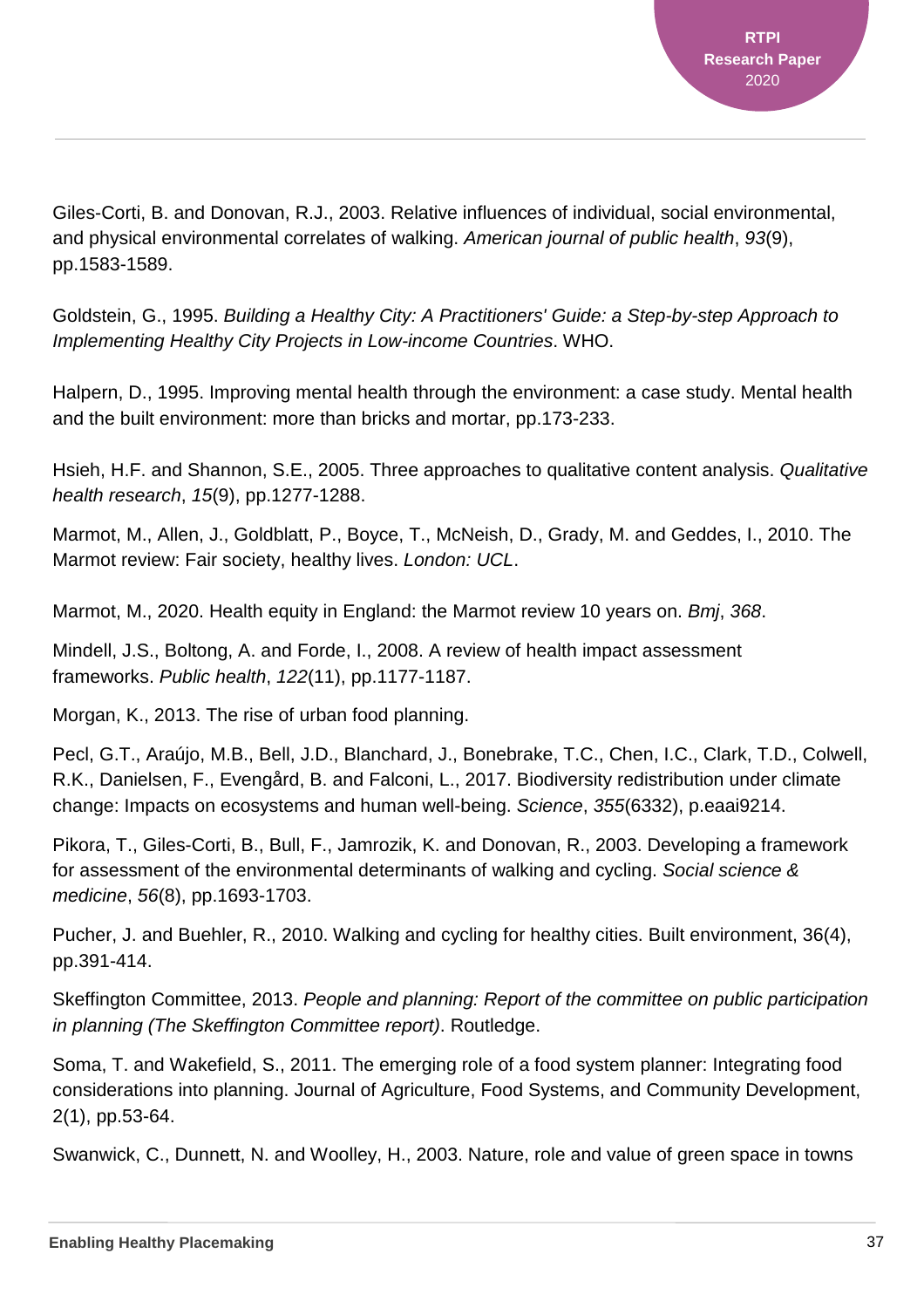Giles-Corti, B. and Donovan, R.J., 2003. Relative influences of individual, social environmental, and physical environmental correlates of walking. *American journal of public health*, *93*(9), pp.1583-1589.

Goldstein, G., 1995. *Building a Healthy City: A Practitioners' Guide: a Step-by-step Approach to Implementing Healthy City Projects in Low-income Countries*. WHO.

Halpern, D., 1995. Improving mental health through the environment: a case study. Mental health and the built environment: more than bricks and mortar, pp.173-233.

Hsieh, H.F. and Shannon, S.E., 2005. Three approaches to qualitative content analysis. *Qualitative health research*, *15*(9), pp.1277-1288.

Marmot, M., Allen, J., Goldblatt, P., Boyce, T., McNeish, D., Grady, M. and Geddes, I., 2010. The Marmot review: Fair society, healthy lives. *London: UCL*.

Marmot, M., 2020. Health equity in England: the Marmot review 10 years on. *Bmj*, *368*.

Mindell, J.S., Boltong, A. and Forde, I., 2008. A review of health impact assessment frameworks. *Public health*, *122*(11), pp.1177-1187.

Morgan, K., 2013. The rise of urban food planning.

Pecl, G.T., Araújo, M.B., Bell, J.D., Blanchard, J., Bonebrake, T.C., Chen, I.C., Clark, T.D., Colwell, R.K., Danielsen, F., Evengård, B. and Falconi, L., 2017. Biodiversity redistribution under climate change: Impacts on ecosystems and human well-being. *Science*, *355*(6332), p.eaai9214.

Pikora, T., Giles-Corti, B., Bull, F., Jamrozik, K. and Donovan, R., 2003. Developing a framework for assessment of the environmental determinants of walking and cycling. *Social science & medicine*, *56*(8), pp.1693-1703.

Pucher, J. and Buehler, R., 2010. Walking and cycling for healthy cities. Built environment, 36(4), pp.391-414.

Skeffington Committee, 2013. *People and planning: Report of the committee on public participation in planning (The Skeffington Committee report)*. Routledge.

Soma, T. and Wakefield, S., 2011. The emerging role of a food system planner: Integrating food considerations into planning. Journal of Agriculture, Food Systems, and Community Development, 2(1), pp.53-64.

Swanwick, C., Dunnett, N. and Woolley, H., 2003. Nature, role and value of green space in towns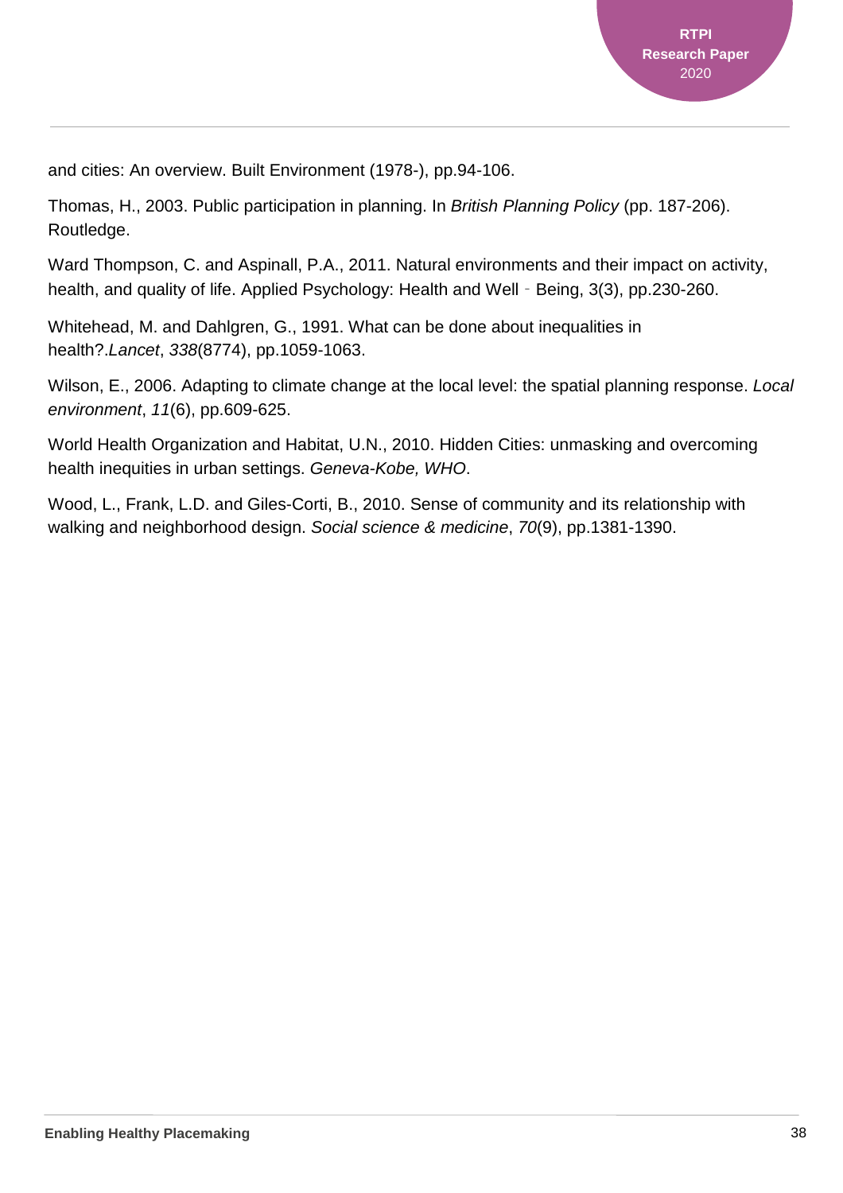and cities: An overview. Built Environment (1978-), pp.94-106.

Thomas, H., 2003. Public participation in planning. In *British Planning Policy* (pp. 187-206). Routledge.

Ward Thompson, C. and Aspinall, P.A., 2011. Natural environments and their impact on activity, health, and quality of life. Applied Psychology: Health and Well‐Being, 3(3), pp.230-260.

Whitehead, M. and Dahlgren, G., 1991. What can be done about inequalities in health?.*Lancet*, *338*(8774), pp.1059-1063.

Wilson, E., 2006. Adapting to climate change at the local level: the spatial planning response. *Local environment*, *11*(6), pp.609-625.

World Health Organization and Habitat, U.N., 2010. Hidden Cities: unmasking and overcoming health inequities in urban settings. *Geneva-Kobe, WHO*.

Wood, L., Frank, L.D. and Giles-Corti, B., 2010. Sense of community and its relationship with walking and neighborhood design. *Social science & medicine*, *70*(9), pp.1381-1390.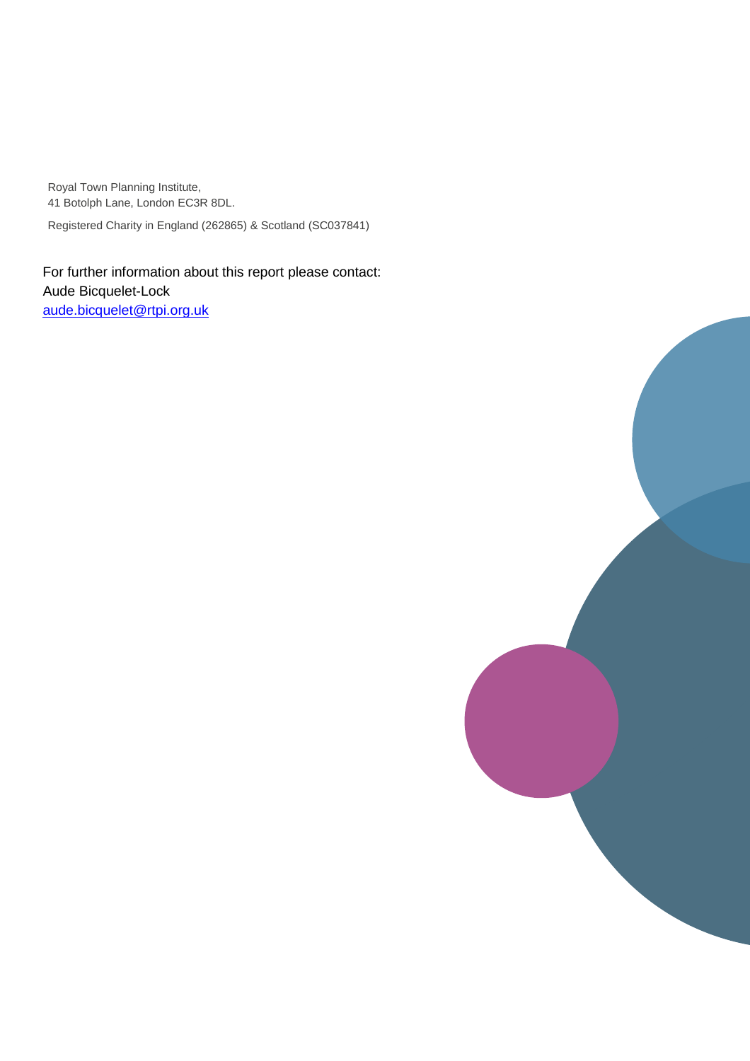Royal Town Planning Institute,
41 Botolph Lane, London EC3R 8DL.

Registered Charity in England (262865) & Scotland (SC037841)

For further information about this report please contact:
Aude Bicquelet-Lock
aude.bicquelet@rtpi.org.uk